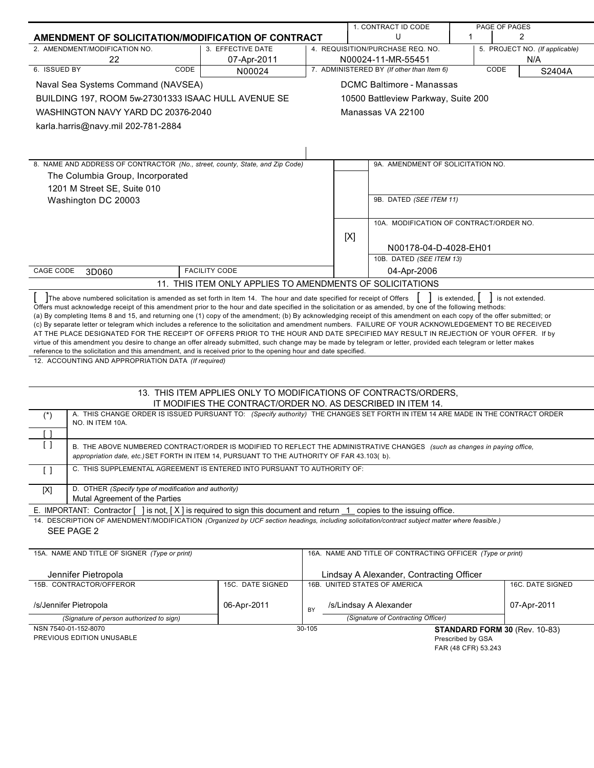## AMENDMENT OF SOLICITATION/MODIFICATION OF CONTRACT

| 1. CONTRACT ID CODE | PAGE OF PAGES |
| --- | --- |
| U | 1 2 |

| 2. AMENDMENT/MODIFICATION NO. | 3. EFFECTIVE DATE | 4. REQUISITION/PURCHASE REQ. NO. | 5. PROJECT NO. (If applicable) |
| --- | --- | --- | --- |
| 22 | 07-Apr-2011 | N00024-11-MR-55451 | N/A |

| 6. ISSUED BY | CODE N00024 | 7. ADMINISTERED BY (If other than Item 6) | CODE S2404A |
| --- | --- | --- | --- |
| Naval Sea Systems Command (NAVSEA)<br>BUILDING 197, ROOM 5w-27301333 ISAAC HULL AVENUE SE<br>WASHINGTON NAVY YARD DC 20376-2040<br>karla.harris@navy.mil 202-781-2884 | | DCMC Baltimore - Manassas<br>10500 Battleview Parkway, Suite 200<br>Manassas VA 22100 | |

8. NAME AND ADDRESS OF CONTRACTOR (No., street, county, State, and Zip Code)

The Columbia Group, Incorporated
1201 M Street SE, Suite 010
Washington DC 20003

CAGE CODE 3D060 | FACILITY CODE

9A. AMENDMENT OF SOLICITATION NO.

9B. DATED (SEE ITEM 11)

[X] 10A. MODIFICATION OF CONTRACT/ORDER NO.
N00178-04-D-4028-EH01

10B. DATED (SEE ITEM 13)
04-Apr-2006

### 11. THIS ITEM ONLY APPLIES TO AMENDMENTS OF SOLICITATIONS

[ ] The above numbered solicitation is amended as set forth in Item 14. The hour and date specified for receipt of Offers [ ] is extended, [ ] is not extended.
Offers must acknowledge receipt of this amendment prior to the hour and date specified in the solicitation or as amended, by one of the following methods:
(a) By completing Items 8 and 15, and returning one (1) copy of the amendment; (b) By acknowledging receipt of this amendment on each copy of the offer submitted; or (c) By separate letter or telegram which includes a reference to the solicitation and amendment numbers. FAILURE OF YOUR ACKNOWLEDGEMENT TO BE RECEIVED AT THE PLACE DESIGNATED FOR THE RECEIPT OF OFFERS PRIOR TO THE HOUR AND DATE SPECIFIED MAY RESULT IN REJECTION OF YOUR OFFER. If by virtue of this amendment you desire to change an offer already submitted, such change may be made by telegram or letter, provided each telegram or letter makes reference to the solicitation and this amendment, and is received prior to the opening hour and date specified.

12. ACCOUNTING AND APPROPRIATION DATA (If required)

### 13. THIS ITEM APPLIES ONLY TO MODIFICATIONS OF CONTRACTS/ORDERS, IT MODIFIES THE CONTRACT/ORDER NO. AS DESCRIBED IN ITEM 14.

| | |
| --- | --- |
| (*) | A. THIS CHANGE ORDER IS ISSUED PURSUANT TO: (Specify authority) THE CHANGES SET FORTH IN ITEM 14 ARE MADE IN THE CONTRACT ORDER NO. IN ITEM 10A. |
| [ ] | |
| [ ] | B. THE ABOVE NUMBERED CONTRACT/ORDER IS MODIFIED TO REFLECT THE ADMINISTRATIVE CHANGES (such as changes in paying office, appropriation date, etc.) SET FORTH IN ITEM 14, PURSUANT TO THE AUTHORITY OF FAR 43.103( b). |
| [ ] | C. THIS SUPPLEMENTAL AGREEMENT IS ENTERED INTO PURSUANT TO AUTHORITY OF: |
| [X] | D. OTHER (Specify type of modification and authority)<br>Mutal Agreement of the Parties |

E. IMPORTANT: Contractor [ ] is not, [ X ] is required to sign this document and return 1 copies to the issuing office.

14. DESCRIPTION OF AMENDMENT/MODIFICATION (Organized by UCF section headings, including solicitation/contract subject matter where feasible.)

SEE PAGE 2

| 15A. NAME AND TITLE OF SIGNER (Type or print) | | 16A. NAME AND TITLE OF CONTRACTING OFFICER (Type or print) | |
| --- | --- | --- | --- |
| Jennifer Pietropola | | Lindsay A Alexander, Contracting Officer | |
| 15B. CONTRACTOR/OFFEROR | 15C. DATE SIGNED | 16B. UNITED STATES OF AMERICA | 16C. DATE SIGNED |
| /s/Jennifer Pietropola | 06-Apr-2011 | BY /s/Lindsay A Alexander | 07-Apr-2011 |
| (Signature of person authorized to sign) | | (Signature of Contracting Officer) | |

NSN 7540-01-152-8070
PREVIOUS EDITION UNUSABLE

30-105

**STANDARD FORM 30** (Rev. 10-83)
Prescribed by GSA
FAR (48 CFR) 53.243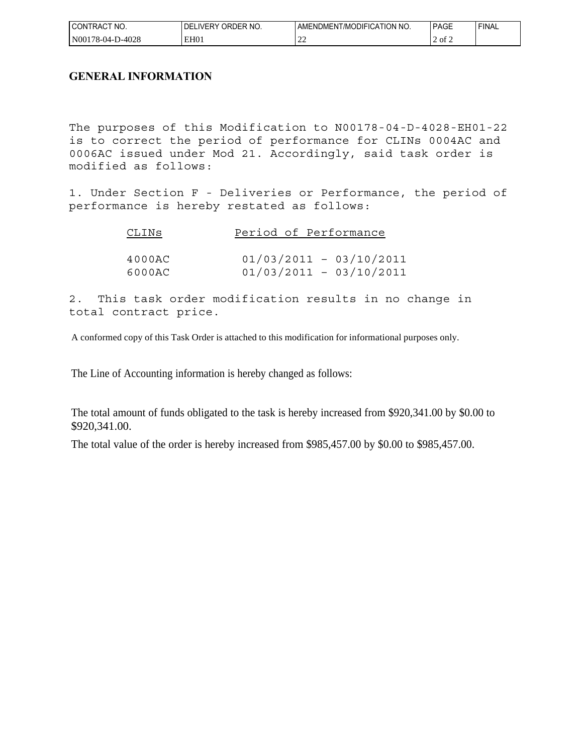## GENERAL INFORMATION

The purposes of this Modification to N00178-04-D-4028-EH01-22 is to correct the period of performance for CLINs 0004AC and 0006AC issued under Mod 21. Accordingly, said task order is modified as follows:

1. Under Section F - Deliveries or Performance, the period of performance is hereby restated as follows:

| CLINs | Period of Performance |
|---|---|
| 4000AC | 01/03/2011 – 03/10/2011 |
| 6000AC | 01/03/2011 – 03/10/2011 |

2. This task order modification results in no change in total contract price.

A conformed copy of this Task Order is attached to this modification for informational purposes only.

The Line of Accounting information is hereby changed as follows:

The total amount of funds obligated to the task is hereby increased from $920,341.00 by $0.00 to $920,341.00.

The total value of the order is hereby increased from $985,457.00 by $0.00 to $985,457.00.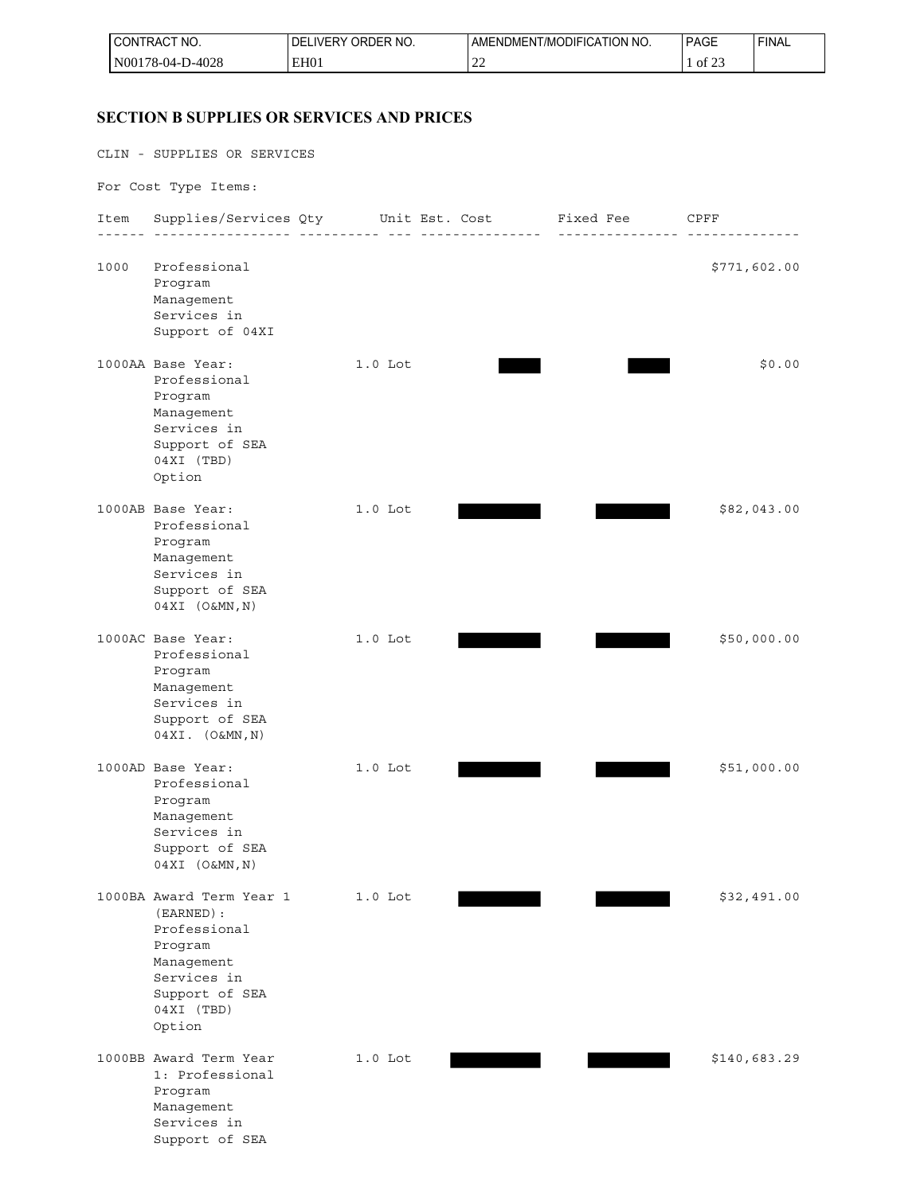| CONTRACT NO. | DELIVERY ORDER NO. | AMENDMENT/MODIFICATION NO. | PAGE | FINAL |
| --- | --- | --- | --- | --- |
| N00178-04-D-4028 | EH01 | 22 | 1 of 23 | |

## SECTION B SUPPLIES OR SERVICES AND PRICES

CLIN - SUPPLIES OR SERVICES

For Cost Type Items:

| Item | Supplies/Services | Qty | Unit | Est. Cost | Fixed Fee | CPFF |
| --- | --- | --- | --- | --- | --- | --- |
| 1000 | Professional Program Management Services in Support of 04XI | | | | | $771,602.00 |
| 1000AA | Base Year: Professional Program Management Services in Support of SEA 04XI (TBD) Option | 1.0 | Lot | [redacted] | [redacted] | $0.00 |
| 1000AB | Base Year: Professional Program Management Services in Support of SEA 04XI (O&MN,N) | 1.0 | Lot | [redacted] | [redacted] | $82,043.00 |
| 1000AC | Base Year: Professional Program Management Services in Support of SEA 04XI. (O&MN,N) | 1.0 | Lot | [redacted] | [redacted] | $50,000.00 |
| 1000AD | Base Year: Professional Program Management Services in Support of SEA 04XI (O&MN,N) | 1.0 | Lot | [redacted] | [redacted] | $51,000.00 |
| 1000BA | Award Term Year 1 (EARNED): Professional Program Management Services in Support of SEA 04XI (TBD) Option | 1.0 | Lot | [redacted] | [redacted] | $32,491.00 |
| 1000BB | Award Term Year 1: Professional Program Management Services in Support of SEA | 1.0 | Lot | [redacted] | [redacted] | $140,683.29 |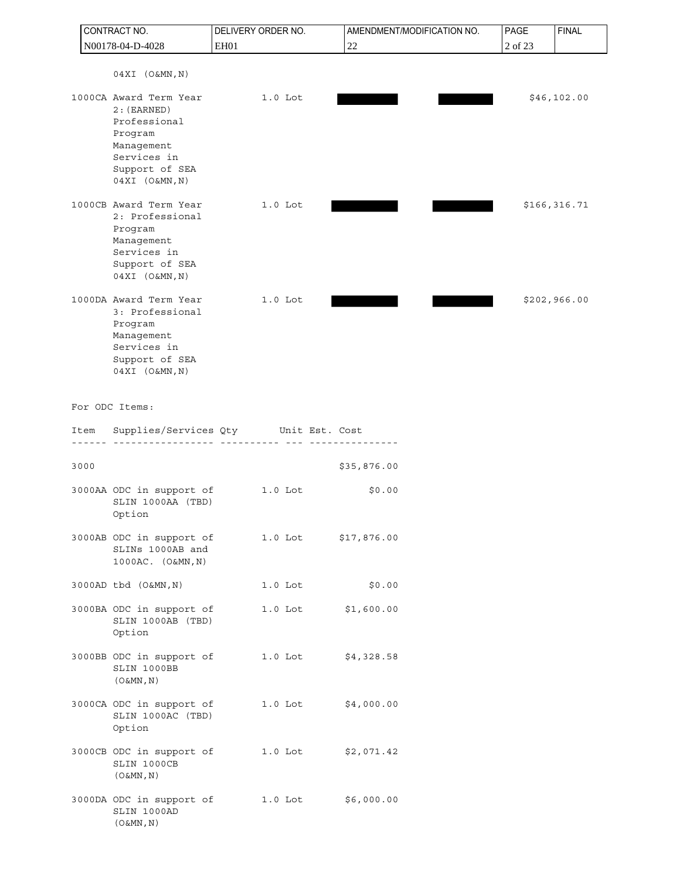04XI (O&MN,N)

| Item | Supplies/Services | Qty | Unit | Unit Price | | Amount |
|---|---|---|---|---|---|---|
| 1000CA | Award Term Year 2:(EARNED) Professional Program Management Services in Support of SEA 04XI (O&MN,N) | 1.0 | Lot | | | $46,102.00 |
| 1000CB | Award Term Year 2: Professional Program Management Services in Support of SEA 04XI (O&MN,N) | 1.0 | Lot | | | $166,316.71 |
| 1000DA | Award Term Year 3: Professional Program Management Services in Support of SEA 04XI (O&MN,N) | 1.0 | Lot | | | $202,966.00 |

For ODC Items:

| Item | Supplies/Services | Qty | Unit | Est. Cost |
|---|---|---|---|---|
| 3000 | | | | $35,876.00 |
| 3000AA | ODC in support of SLIN 1000AA (TBD) Option | 1.0 | Lot | $0.00 |
| 3000AB | ODC in support of SLINs 1000AB and 1000AC. (O&MN,N) | 1.0 | Lot | $17,876.00 |
| 3000AD | tbd (O&MN,N) | 1.0 | Lot | $0.00 |
| 3000BA | ODC in support of SLIN 1000AB (TBD) Option | 1.0 | Lot | $1,600.00 |
| 3000BB | ODC in support of SLIN 1000BB (O&MN,N) | 1.0 | Lot | $4,328.58 |
| 3000CA | ODC in support of SLIN 1000AC (TBD) Option | 1.0 | Lot | $4,000.00 |
| 3000CB | ODC in support of SLIN 1000CB (O&MN,N) | 1.0 | Lot | $2,071.42 |
| 3000DA | ODC in support of SLIN 1000AD (O&MN,N) | 1.0 | Lot | $6,000.00 |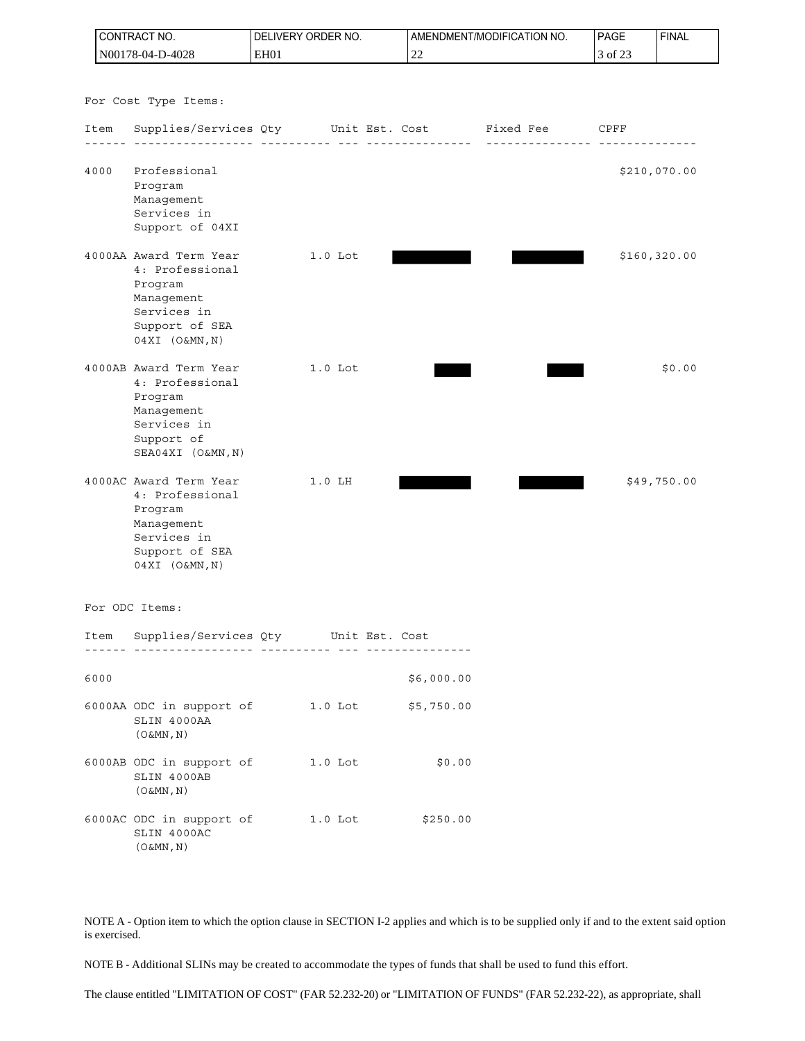For Cost Type Items:

| Item | Supplies/Services | Qty | Unit | Est. Cost | Fixed Fee | CPFF |
|---|---|---|---|---|---|---|
| 4000 | Professional Program Management Services in Support of 04XI | | | | | $210,070.00 |
| 4000AA | Award Term Year 4: Professional Program Management Services in Support of SEA 04XI (O&MN,N) | 1.0 | Lot | | | $160,320.00 |
| 4000AB | Award Term Year 4: Professional Program Management Services in Support of SEA04XI (O&MN,N) | 1.0 | Lot | | | $0.00 |
| 4000AC | Award Term Year 4: Professional Program Management Services in Support of SEA 04XI (O&MN,N) | 1.0 | LH | | | $49,750.00 |

For ODC Items:

| Item | Supplies/Services | Qty | Unit | Est. Cost |
|---|---|---|---|---|
| 6000 | | | | $6,000.00 |
| 6000AA | ODC in support of SLIN 4000AA (O&MN,N) | 1.0 | Lot | $5,750.00 |
| 6000AB | ODC in support of SLIN 4000AB (O&MN,N) | 1.0 | Lot | $0.00 |
| 6000AC | ODC in support of SLIN 4000AC (O&MN,N) | 1.0 | Lot | $250.00 |

NOTE A - Option item to which the option clause in SECTION I-2 applies and which is to be supplied only if and to the extent said option is exercised.

NOTE B - Additional SLINs may be created to accommodate the types of funds that shall be used to fund this effort.

The clause entitled "LIMITATION OF COST" (FAR 52.232-20) or "LIMITATION OF FUNDS" (FAR 52.232-22), as appropriate, shall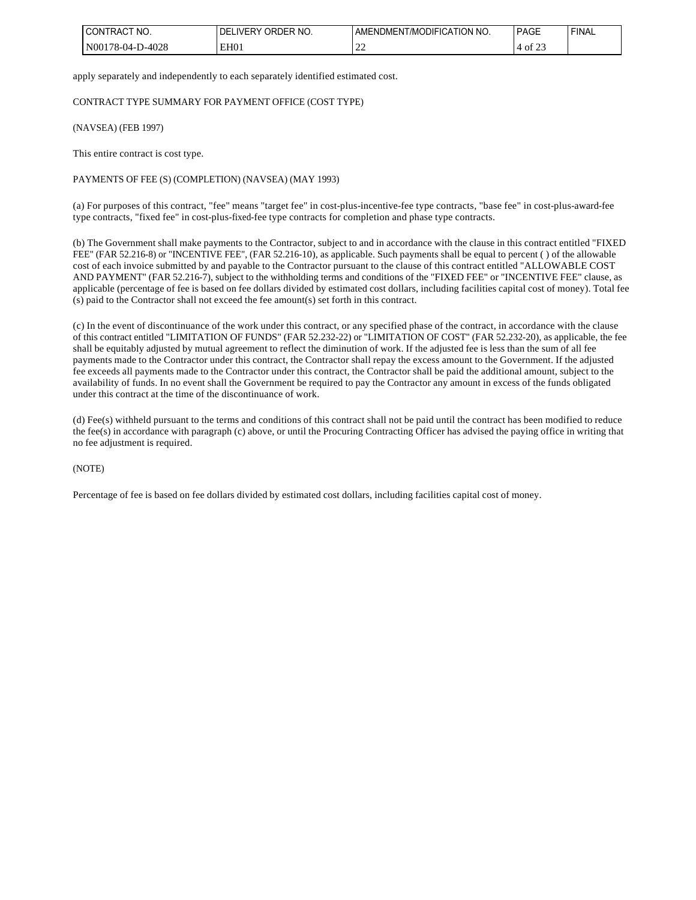apply separately and independently to each separately identified estimated cost.

CONTRACT TYPE SUMMARY FOR PAYMENT OFFICE (COST TYPE)

(NAVSEA) (FEB 1997)

This entire contract is cost type.

PAYMENTS OF FEE (S) (COMPLETION) (NAVSEA) (MAY 1993)

(a) For purposes of this contract, "fee" means "target fee" in cost-plus-incentive-fee type contracts, "base fee" in cost-plus-award-fee type contracts, "fixed fee" in cost-plus-fixed-fee type contracts for completion and phase type contracts.

(b) The Government shall make payments to the Contractor, subject to and in accordance with the clause in this contract entitled "FIXED FEE" (FAR 52.216-8) or "INCENTIVE FEE", (FAR 52.216-10), as applicable. Such payments shall be equal to percent ( ) of the allowable cost of each invoice submitted by and payable to the Contractor pursuant to the clause of this contract entitled "ALLOWABLE COST AND PAYMENT" (FAR 52.216-7), subject to the withholding terms and conditions of the "FIXED FEE" or "INCENTIVE FEE" clause, as applicable (percentage of fee is based on fee dollars divided by estimated cost dollars, including facilities capital cost of money). Total fee (s) paid to the Contractor shall not exceed the fee amount(s) set forth in this contract.

(c) In the event of discontinuance of the work under this contract, or any specified phase of the contract, in accordance with the clause of this contract entitled "LIMITATION OF FUNDS" (FAR 52.232-22) or "LIMITATION OF COST" (FAR 52.232-20), as applicable, the fee shall be equitably adjusted by mutual agreement to reflect the diminution of work. If the adjusted fee is less than the sum of all fee payments made to the Contractor under this contract, the Contractor shall repay the excess amount to the Government. If the adjusted fee exceeds all payments made to the Contractor under this contract, the Contractor shall be paid the additional amount, subject to the availability of funds. In no event shall the Government be required to pay the Contractor any amount in excess of the funds obligated under this contract at the time of the discontinuance of work.

(d) Fee(s) withheld pursuant to the terms and conditions of this contract shall not be paid until the contract has been modified to reduce the fee(s) in accordance with paragraph (c) above, or until the Procuring Contracting Officer has advised the paying office in writing that no fee adjustment is required.

(NOTE)

Percentage of fee is based on fee dollars divided by estimated cost dollars, including facilities capital cost of money.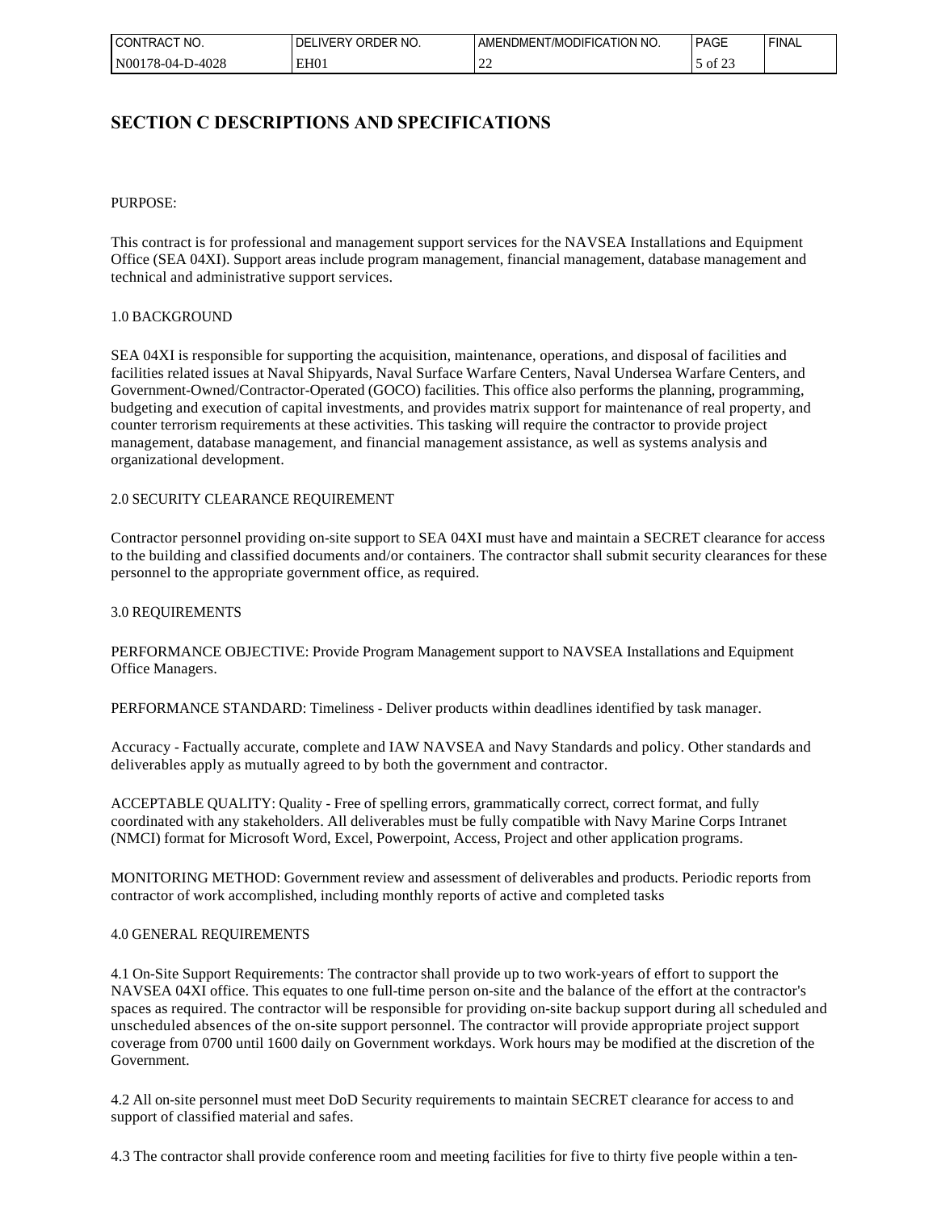## SECTION C DESCRIPTIONS AND SPECIFICATIONS

PURPOSE:

This contract is for professional and management support services for the NAVSEA Installations and Equipment Office (SEA 04XI). Support areas include program management, financial management, database management and technical and administrative support services.

1.0 BACKGROUND

SEA 04XI is responsible for supporting the acquisition, maintenance, operations, and disposal of facilities and facilities related issues at Naval Shipyards, Naval Surface Warfare Centers, Naval Undersea Warfare Centers, and Government-Owned/Contractor-Operated (GOCO) facilities. This office also performs the planning, programming, budgeting and execution of capital investments, and provides matrix support for maintenance of real property, and counter terrorism requirements at these activities. This tasking will require the contractor to provide project management, database management, and financial management assistance, as well as systems analysis and organizational development.

2.0 SECURITY CLEARANCE REQUIREMENT

Contractor personnel providing on-site support to SEA 04XI must have and maintain a SECRET clearance for access to the building and classified documents and/or containers. The contractor shall submit security clearances for these personnel to the appropriate government office, as required.

3.0 REQUIREMENTS

PERFORMANCE OBJECTIVE: Provide Program Management support to NAVSEA Installations and Equipment Office Managers.

PERFORMANCE STANDARD: Timeliness - Deliver products within deadlines identified by task manager.

Accuracy - Factually accurate, complete and IAW NAVSEA and Navy Standards and policy. Other standards and deliverables apply as mutually agreed to by both the government and contractor.

ACCEPTABLE QUALITY: Quality - Free of spelling errors, grammatically correct, correct format, and fully coordinated with any stakeholders. All deliverables must be fully compatible with Navy Marine Corps Intranet (NMCI) format for Microsoft Word, Excel, Powerpoint, Access, Project and other application programs.

MONITORING METHOD: Government review and assessment of deliverables and products. Periodic reports from contractor of work accomplished, including monthly reports of active and completed tasks

4.0 GENERAL REQUIREMENTS

4.1 On-Site Support Requirements: The contractor shall provide up to two work-years of effort to support the NAVSEA 04XI office. This equates to one full-time person on-site and the balance of the effort at the contractor's spaces as required. The contractor will be responsible for providing on-site backup support during all scheduled and unscheduled absences of the on-site support personnel. The contractor will provide appropriate project support coverage from 0700 until 1600 daily on Government workdays. Work hours may be modified at the discretion of the Government.

4.2 All on-site personnel must meet DoD Security requirements to maintain SECRET clearance for access to and support of classified material and safes.

4.3 The contractor shall provide conference room and meeting facilities for five to thirty five people within a ten-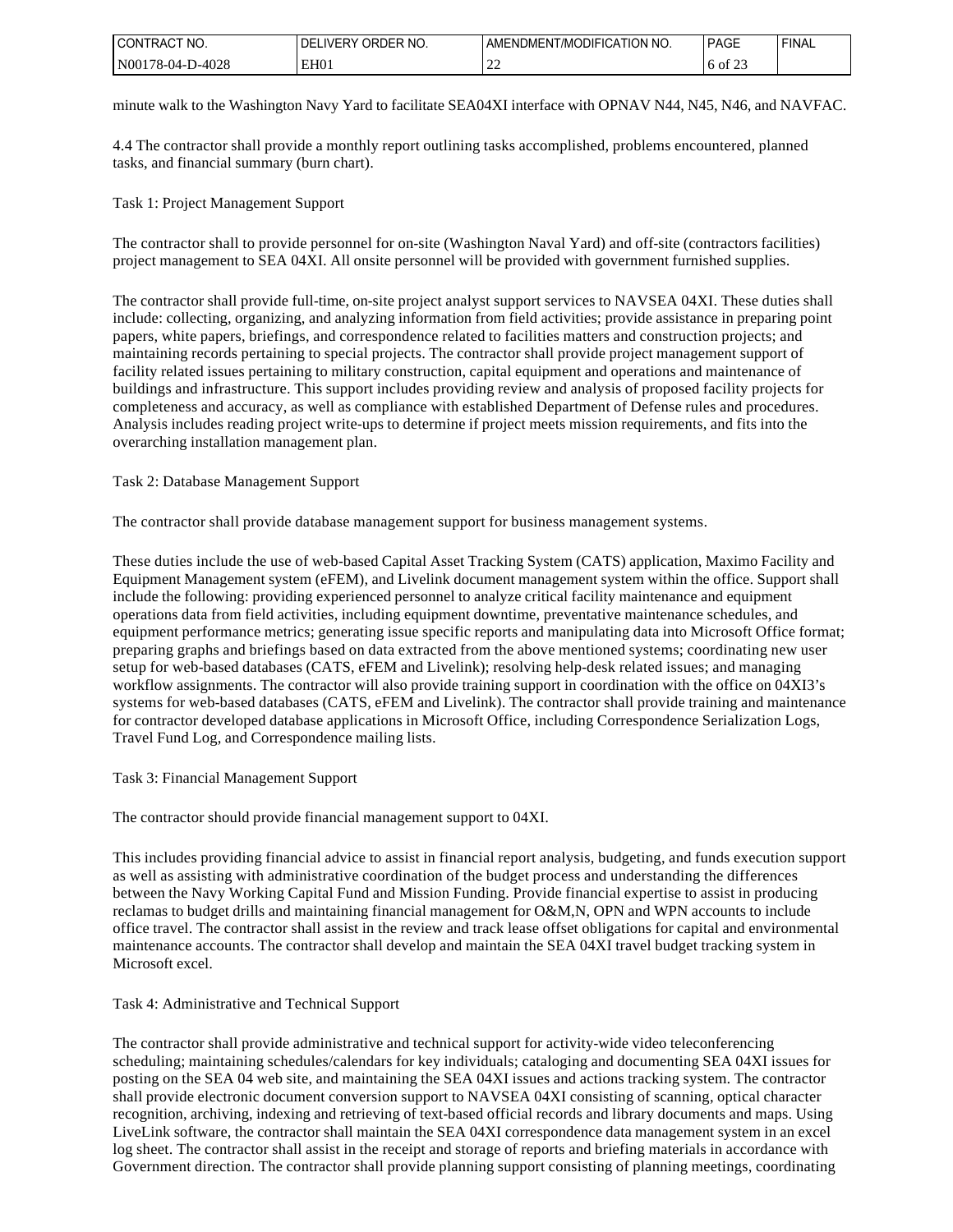minute walk to the Washington Navy Yard to facilitate SEA04XI interface with OPNAV N44, N45, N46, and NAVFAC.

4.4 The contractor shall provide a monthly report outlining tasks accomplished, problems encountered, planned tasks, and financial summary (burn chart).

Task 1: Project Management Support

The contractor shall to provide personnel for on-site (Washington Naval Yard) and off-site (contractors facilities) project management to SEA 04XI. All onsite personnel will be provided with government furnished supplies.

The contractor shall provide full-time, on-site project analyst support services to NAVSEA 04XI. These duties shall include: collecting, organizing, and analyzing information from field activities; provide assistance in preparing point papers, white papers, briefings, and correspondence related to facilities matters and construction projects; and maintaining records pertaining to special projects. The contractor shall provide project management support of facility related issues pertaining to military construction, capital equipment and operations and maintenance of buildings and infrastructure. This support includes providing review and analysis of proposed facility projects for completeness and accuracy, as well as compliance with established Department of Defense rules and procedures. Analysis includes reading project write-ups to determine if project meets mission requirements, and fits into the overarching installation management plan.

Task 2: Database Management Support

The contractor shall provide database management support for business management systems.

These duties include the use of web-based Capital Asset Tracking System (CATS) application, Maximo Facility and Equipment Management system (eFEM), and Livelink document management system within the office. Support shall include the following: providing experienced personnel to analyze critical facility maintenance and equipment operations data from field activities, including equipment downtime, preventative maintenance schedules, and equipment performance metrics; generating issue specific reports and manipulating data into Microsoft Office format; preparing graphs and briefings based on data extracted from the above mentioned systems; coordinating new user setup for web-based databases (CATS, eFEM and Livelink); resolving help-desk related issues; and managing workflow assignments. The contractor will also provide training support in coordination with the office on 04XI3's systems for web-based databases (CATS, eFEM and Livelink). The contractor shall provide training and maintenance for contractor developed database applications in Microsoft Office, including Correspondence Serialization Logs, Travel Fund Log, and Correspondence mailing lists.

Task 3: Financial Management Support

The contractor should provide financial management support to 04XI.

This includes providing financial advice to assist in financial report analysis, budgeting, and funds execution support as well as assisting with administrative coordination of the budget process and understanding the differences between the Navy Working Capital Fund and Mission Funding. Provide financial expertise to assist in producing reclamas to budget drills and maintaining financial management for O&M,N, OPN and WPN accounts to include office travel. The contractor shall assist in the review and track lease offset obligations for capital and environmental maintenance accounts. The contractor shall develop and maintain the SEA 04XI travel budget tracking system in Microsoft excel.

Task 4: Administrative and Technical Support

The contractor shall provide administrative and technical support for activity-wide video teleconferencing scheduling; maintaining schedules/calendars for key individuals; cataloging and documenting SEA 04XI issues for posting on the SEA 04 web site, and maintaining the SEA 04XI issues and actions tracking system. The contractor shall provide electronic document conversion support to NAVSEA 04XI consisting of scanning, optical character recognition, archiving, indexing and retrieving of text-based official records and library documents and maps. Using LiveLink software, the contractor shall maintain the SEA 04XI correspondence data management system in an excel log sheet. The contractor shall assist in the receipt and storage of reports and briefing materials in accordance with Government direction. The contractor shall provide planning support consisting of planning meetings, coordinating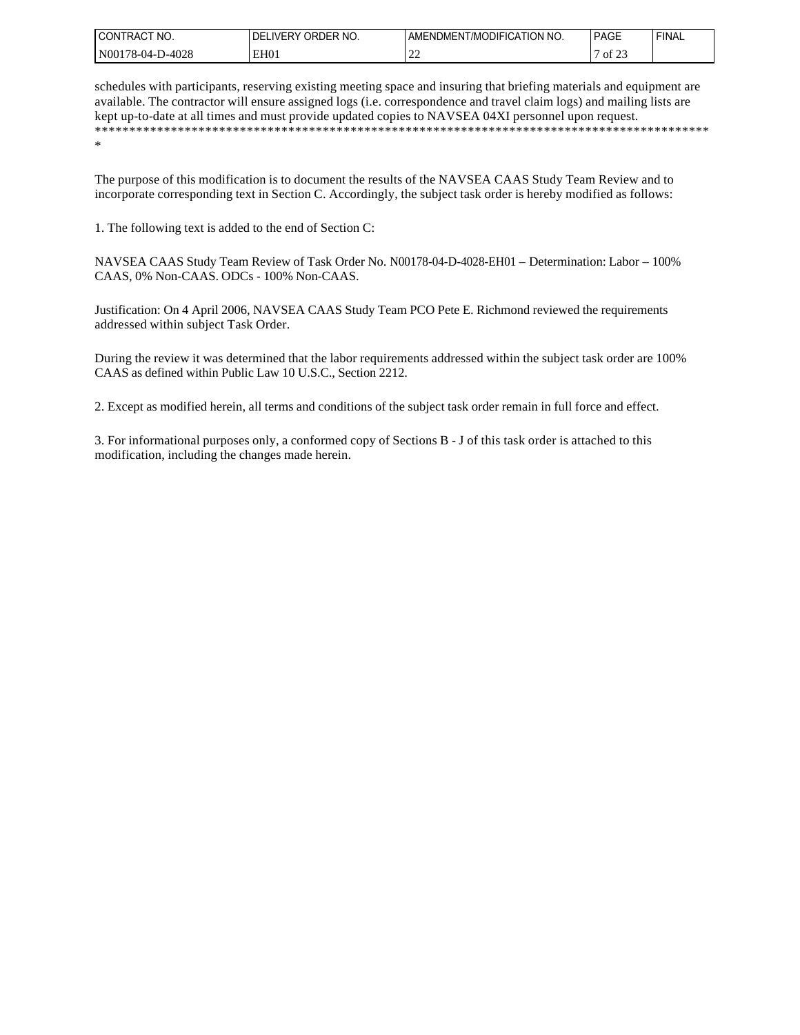schedules with participants, reserving existing meeting space and insuring that briefing materials and equipment are available. The contractor will ensure assigned logs (i.e. correspondence and travel claim logs) and mailing lists are kept up-to-date at all times and must provide updated copies to NAVSEA 04XI personnel upon request.
*********************************************************************************************
*

The purpose of this modification is to document the results of the NAVSEA CAAS Study Team Review and to incorporate corresponding text in Section C. Accordingly, the subject task order is hereby modified as follows:

1. The following text is added to the end of Section C:

NAVSEA CAAS Study Team Review of Task Order No. N00178-04-D-4028-EH01 – Determination: Labor – 100% CAAS, 0% Non-CAAS. ODCs - 100% Non-CAAS.

Justification: On 4 April 2006, NAVSEA CAAS Study Team PCO Pete E. Richmond reviewed the requirements addressed within subject Task Order.

During the review it was determined that the labor requirements addressed within the subject task order are 100% CAAS as defined within Public Law 10 U.S.C., Section 2212.

2. Except as modified herein, all terms and conditions of the subject task order remain in full force and effect.

3. For informational purposes only, a conformed copy of Sections B - J of this task order is attached to this modification, including the changes made herein.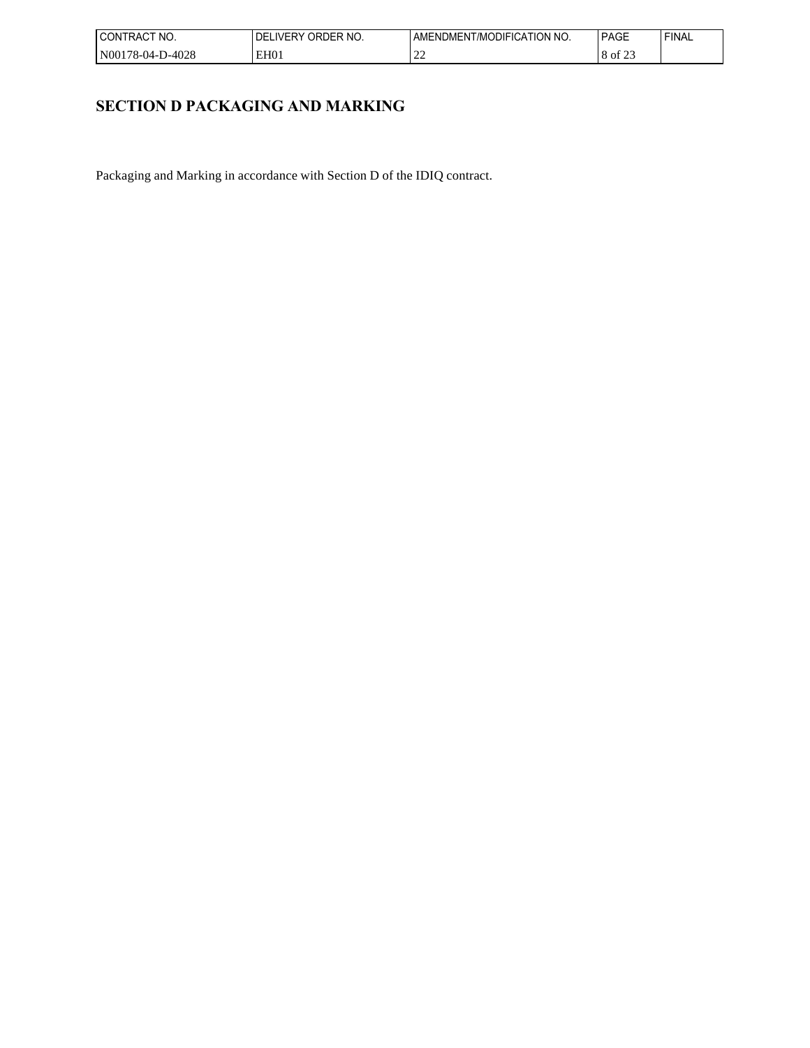# SECTION D PACKAGING AND MARKING

Packaging and Marking in accordance with Section D of the IDIQ contract.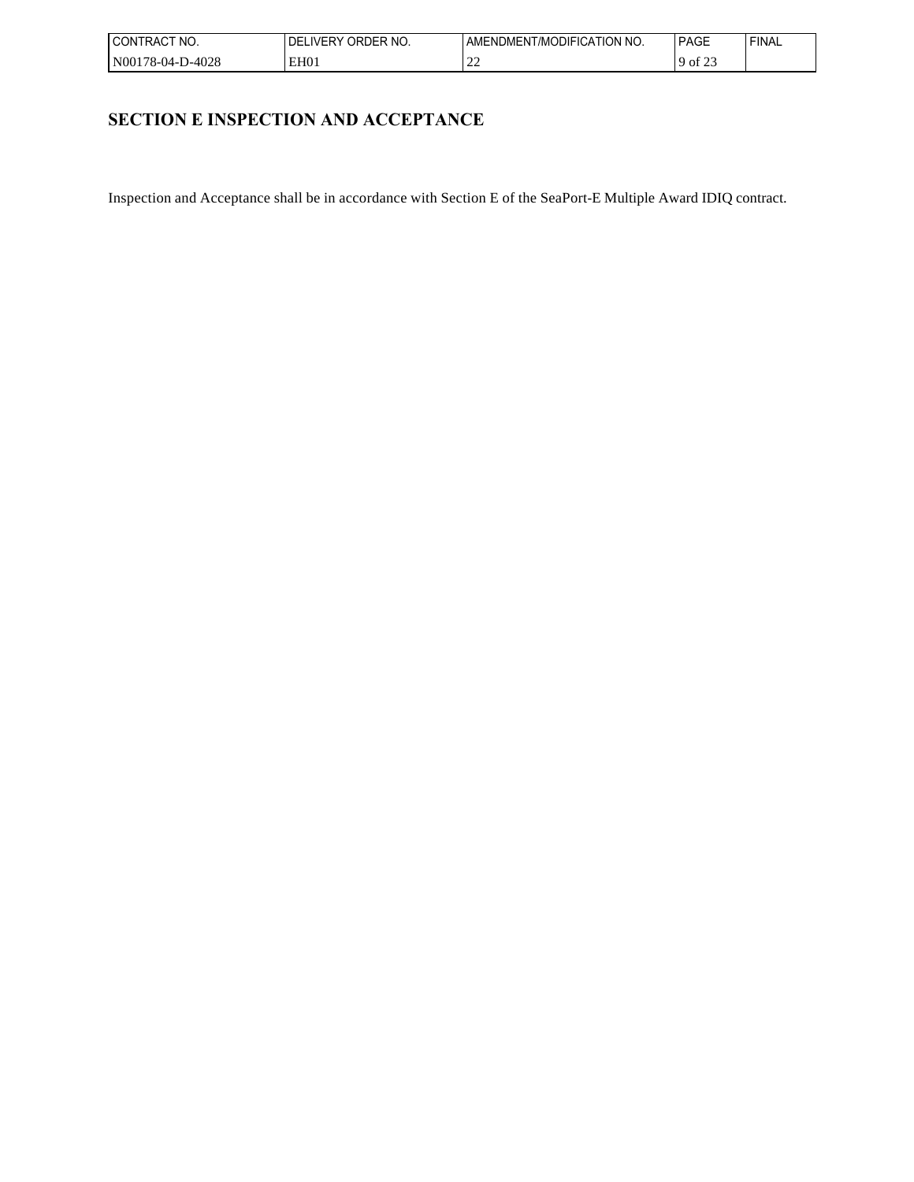# SECTION E INSPECTION AND ACCEPTANCE

Inspection and Acceptance shall be in accordance with Section E of the SeaPort-E Multiple Award IDIQ contract.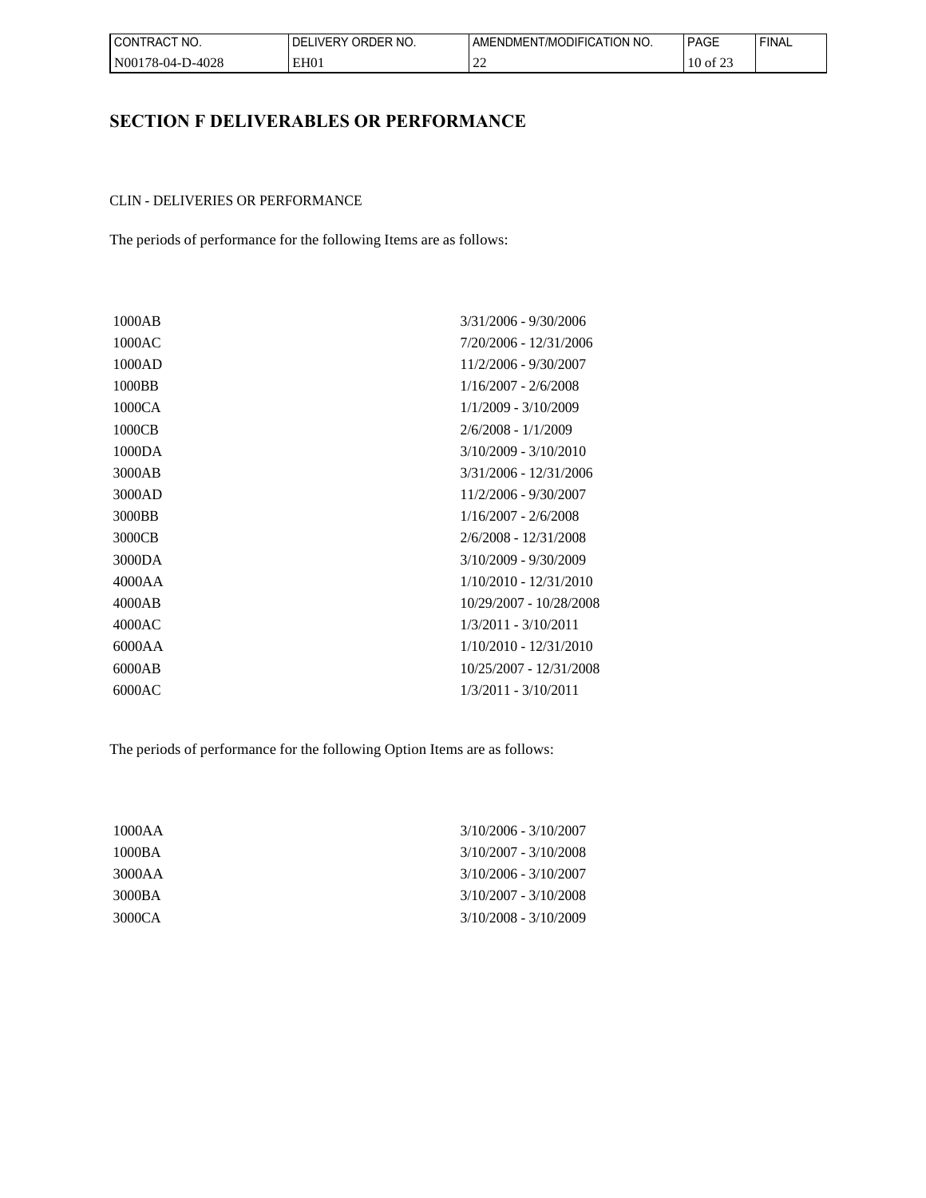# SECTION F DELIVERABLES OR PERFORMANCE

CLIN - DELIVERIES OR PERFORMANCE

The periods of performance for the following Items are as follows:

| | |
|---|---|
| 1000AB | 3/31/2006 - 9/30/2006 |
| 1000AC | 7/20/2006 - 12/31/2006 |
| 1000AD | 11/2/2006 - 9/30/2007 |
| 1000BB | 1/16/2007 - 2/6/2008 |
| 1000CA | 1/1/2009 - 3/10/2009 |
| 1000CB | 2/6/2008 - 1/1/2009 |
| 1000DA | 3/10/2009 - 3/10/2010 |
| 3000AB | 3/31/2006 - 12/31/2006 |
| 3000AD | 11/2/2006 - 9/30/2007 |
| 3000BB | 1/16/2007 - 2/6/2008 |
| 3000CB | 2/6/2008 - 12/31/2008 |
| 3000DA | 3/10/2009 - 9/30/2009 |
| 4000AA | 1/10/2010 - 12/31/2010 |
| 4000AB | 10/29/2007 - 10/28/2008 |
| 4000AC | 1/3/2011 - 3/10/2011 |
| 6000AA | 1/10/2010 - 12/31/2010 |
| 6000AB | 10/25/2007 - 12/31/2008 |
| 6000AC | 1/3/2011 - 3/10/2011 |

The periods of performance for the following Option Items are as follows:

| | |
|---|---|
| 1000AA | 3/10/2006 - 3/10/2007 |
| 1000BA | 3/10/2007 - 3/10/2008 |
| 3000AA | 3/10/2006 - 3/10/2007 |
| 3000BA | 3/10/2007 - 3/10/2008 |
| 3000CA | 3/10/2008 - 3/10/2009 |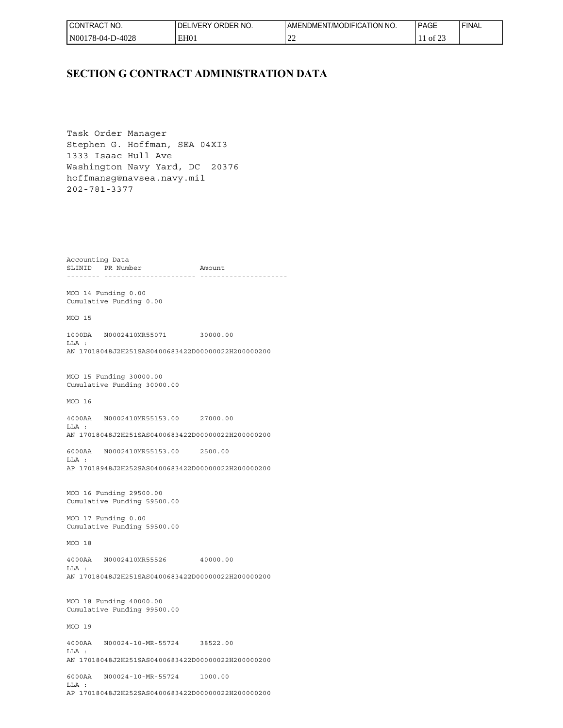## SECTION G CONTRACT ADMINISTRATION DATA

Task Order Manager
Stephen G. Hoffman, SEA 04XI3
1333 Isaac Hull Ave
Washington Navy Yard, DC 20376
hoffmansg@navsea.navy.mil
202-781-3377

```
Accounting Data
SLINID   PR Number              Amount
-------- ---------------------- ---------------------

MOD 14 Funding 0.00
Cumulative Funding 0.00

MOD 15

1000DA   N0002410MR55071        30000.00
LLA :
AN 17018048J2H251SAS0400683422D00000022H200000200


MOD 15 Funding 30000.00
Cumulative Funding 30000.00

MOD 16

4000AA   N0002410MR55153.00     27000.00
LLA :
AN 17018048J2H251SAS0400683422D00000022H200000200

6000AA   N0002410MR55153.00     2500.00
LLA :
AP 17018948J2H252SAS0400683422D00000022H200000200


MOD 16 Funding 29500.00
Cumulative Funding 59500.00

MOD 17 Funding 0.00
Cumulative Funding 59500.00

MOD 18

4000AA   N0002410MR55526        40000.00
LLA :
AN 17018048J2H251SAS0400683422D00000022H200000200


MOD 18 Funding 40000.00
Cumulative Funding 99500.00

MOD 19

4000AA   N00024-10-MR-55724     38522.00
LLA :
AN 17018048J2H251SAS0400683422D00000022H200000200

6000AA   N00024-10-MR-55724     1000.00
LLA :
AP 17018048J2H252SAS0400683422D00000022H200000200
```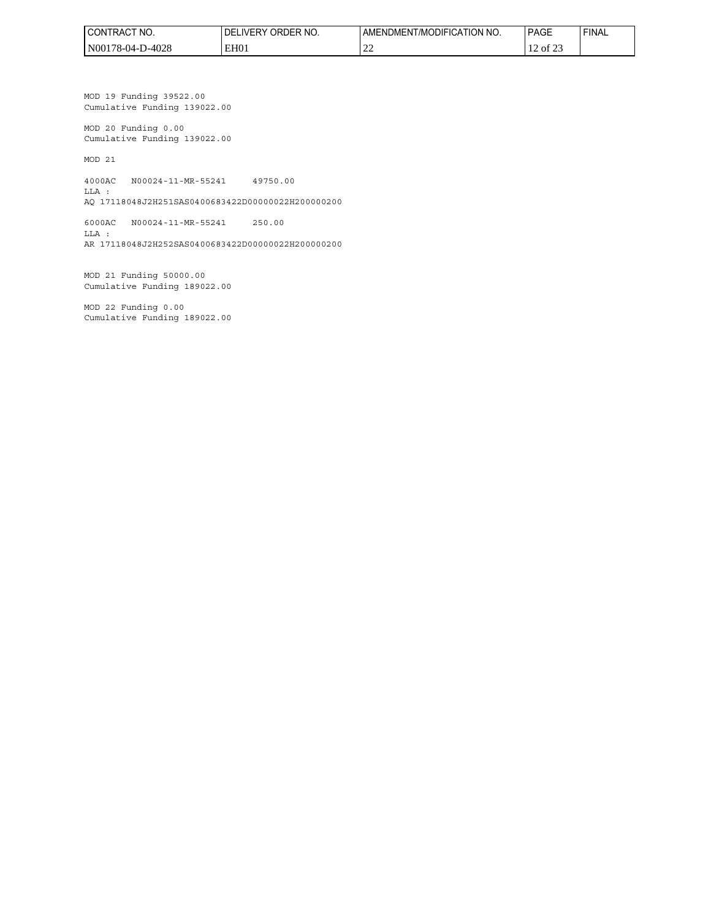| CONTRACT NO. | DELIVERY ORDER NO. | AMENDMENT/MODIFICATION NO. | PAGE | FINAL |
| --- | --- | --- | --- | --- |
| N00178-04-D-4028 | EH01 | 22 | 12 of 23 | |

MOD 19 Funding 39522.00
Cumulative Funding 139022.00

MOD 20 Funding 0.00
Cumulative Funding 139022.00

MOD 21

4000AC N00024-11-MR-55241 49750.00
LLA :
AQ 17118048J2H251SAS0400683422D00000022H200000200

6000AC N00024-11-MR-55241 250.00
LLA :
AR 17118048J2H252SAS0400683422D00000022H200000200

MOD 21 Funding 50000.00
Cumulative Funding 189022.00

MOD 22 Funding 0.00
Cumulative Funding 189022.00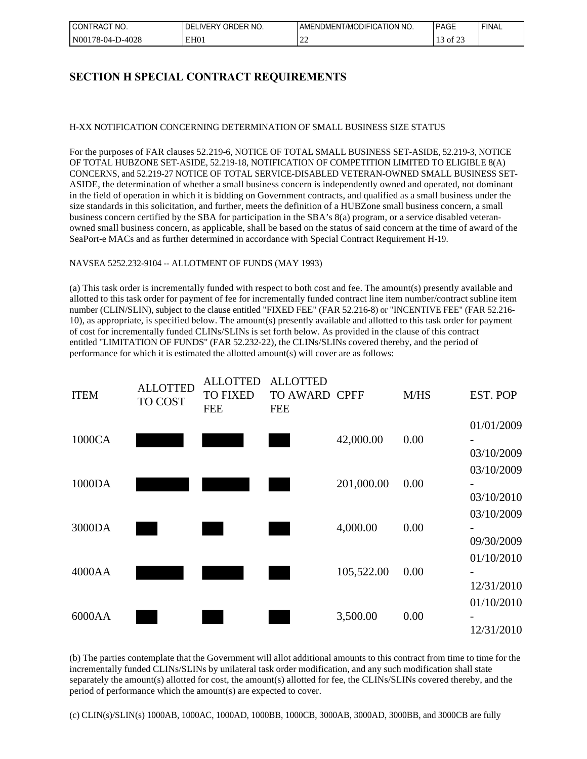## SECTION H SPECIAL CONTRACT REQUIREMENTS

H-XX NOTIFICATION CONCERNING DETERMINATION OF SMALL BUSINESS SIZE STATUS

For the purposes of FAR clauses 52.219-6, NOTICE OF TOTAL SMALL BUSINESS SET-ASIDE, 52.219-3, NOTICE OF TOTAL HUBZONE SET-ASIDE, 52.219-18, NOTIFICATION OF COMPETITION LIMITED TO ELIGIBLE 8(A) CONCERNS, and 52.219-27 NOTICE OF TOTAL SERVICE-DISABLED VETERAN-OWNED SMALL BUSINESS SET-ASIDE, the determination of whether a small business concern is independently owned and operated, not dominant in the field of operation in which it is bidding on Government contracts, and qualified as a small business under the size standards in this solicitation, and further, meets the definition of a HUBZone small business concern, a small business concern certified by the SBA for participation in the SBA's 8(a) program, or a service disabled veteran-owned small business concern, as applicable, shall be based on the status of said concern at the time of award of the SeaPort-e MACs and as further determined in accordance with Special Contract Requirement H-19.

NAVSEA 5252.232-9104 -- ALLOTMENT OF FUNDS (MAY 1993)

(a) This task order is incrementally funded with respect to both cost and fee. The amount(s) presently available and allotted to this task order for payment of fee for incrementally funded contract line item number/contract subline item number (CLIN/SLIN), subject to the clause entitled "FIXED FEE" (FAR 52.216-8) or "INCENTIVE FEE" (FAR 52.216-10), as appropriate, is specified below. The amount(s) presently available and allotted to this task order for payment of cost for incrementally funded CLINs/SLINs is set forth below. As provided in the clause of this contract entitled "LIMITATION OF FUNDS" (FAR 52.232-22), the CLINs/SLINs covered thereby, and the period of performance for which it is estimated the allotted amount(s) will cover are as follows:

| ITEM | ALLOTTED TO COST | ALLOTTED TO FIXED FEE | ALLOTTED TO AWARD FEE | CPFF | M/HS | EST. POP |
|---|---|---|---|---|---|---|
| 1000CA | | | | 42,000.00 | 0.00 | 01/01/2009 - 03/10/2009 |
| 1000DA | | | | 201,000.00 | 0.00 | 03/10/2009 - 03/10/2010 |
| 3000DA | | | | 4,000.00 | 0.00 | 03/10/2009 - 09/30/2009 |
| 4000AA | | | | 105,522.00 | 0.00 | 01/10/2010 - 12/31/2010 |
| 6000AA | | | | 3,500.00 | 0.00 | 01/10/2010 - 12/31/2010 |

(b) The parties contemplate that the Government will allot additional amounts to this contract from time to time for the incrementally funded CLINs/SLINs by unilateral task order modification, and any such modification shall state separately the amount(s) allotted for cost, the amount(s) allotted for fee, the CLINs/SLINs covered thereby, and the period of performance which the amount(s) are expected to cover.

(c) CLIN(s)/SLIN(s) 1000AB, 1000AC, 1000AD, 1000BB, 1000CB, 3000AB, 3000AD, 3000BB, and 3000CB are fully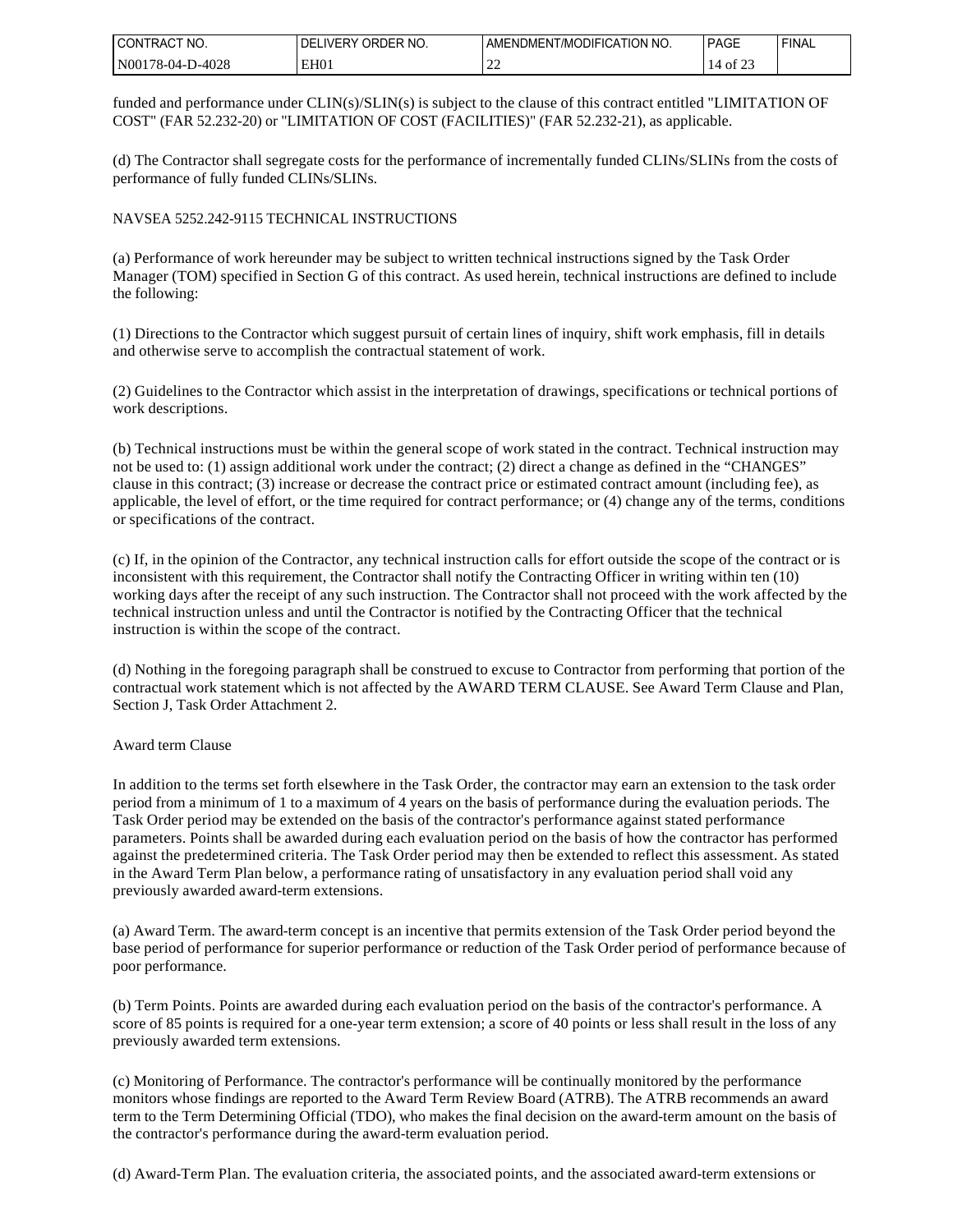funded and performance under CLIN(s)/SLIN(s) is subject to the clause of this contract entitled "LIMITATION OF COST" (FAR 52.232-20) or "LIMITATION OF COST (FACILITIES)" (FAR 52.232-21), as applicable.

(d) The Contractor shall segregate costs for the performance of incrementally funded CLINs/SLINs from the costs of performance of fully funded CLINs/SLINs.

NAVSEA 5252.242-9115 TECHNICAL INSTRUCTIONS

(a) Performance of work hereunder may be subject to written technical instructions signed by the Task Order Manager (TOM) specified in Section G of this contract. As used herein, technical instructions are defined to include the following:

(1) Directions to the Contractor which suggest pursuit of certain lines of inquiry, shift work emphasis, fill in details and otherwise serve to accomplish the contractual statement of work.

(2) Guidelines to the Contractor which assist in the interpretation of drawings, specifications or technical portions of work descriptions.

(b) Technical instructions must be within the general scope of work stated in the contract. Technical instruction may not be used to: (1) assign additional work under the contract; (2) direct a change as defined in the "CHANGES" clause in this contract; (3) increase or decrease the contract price or estimated contract amount (including fee), as applicable, the level of effort, or the time required for contract performance; or (4) change any of the terms, conditions or specifications of the contract.

(c) If, in the opinion of the Contractor, any technical instruction calls for effort outside the scope of the contract or is inconsistent with this requirement, the Contractor shall notify the Contracting Officer in writing within ten (10) working days after the receipt of any such instruction. The Contractor shall not proceed with the work affected by the technical instruction unless and until the Contractor is notified by the Contracting Officer that the technical instruction is within the scope of the contract.

(d) Nothing in the foregoing paragraph shall be construed to excuse to Contractor from performing that portion of the contractual work statement which is not affected by the AWARD TERM CLAUSE. See Award Term Clause and Plan, Section J, Task Order Attachment 2.

Award term Clause

In addition to the terms set forth elsewhere in the Task Order, the contractor may earn an extension to the task order period from a minimum of 1 to a maximum of 4 years on the basis of performance during the evaluation periods. The Task Order period may be extended on the basis of the contractor's performance against stated performance parameters. Points shall be awarded during each evaluation period on the basis of how the contractor has performed against the predetermined criteria. The Task Order period may then be extended to reflect this assessment. As stated in the Award Term Plan below, a performance rating of unsatisfactory in any evaluation period shall void any previously awarded award-term extensions.

(a) Award Term. The award-term concept is an incentive that permits extension of the Task Order period beyond the base period of performance for superior performance or reduction of the Task Order period of performance because of poor performance.

(b) Term Points. Points are awarded during each evaluation period on the basis of the contractor's performance. A score of 85 points is required for a one-year term extension; a score of 40 points or less shall result in the loss of any previously awarded term extensions.

(c) Monitoring of Performance. The contractor's performance will be continually monitored by the performance monitors whose findings are reported to the Award Term Review Board (ATRB). The ATRB recommends an award term to the Term Determining Official (TDO), who makes the final decision on the award-term amount on the basis of the contractor's performance during the award-term evaluation period.

(d) Award-Term Plan. The evaluation criteria, the associated points, and the associated award-term extensions or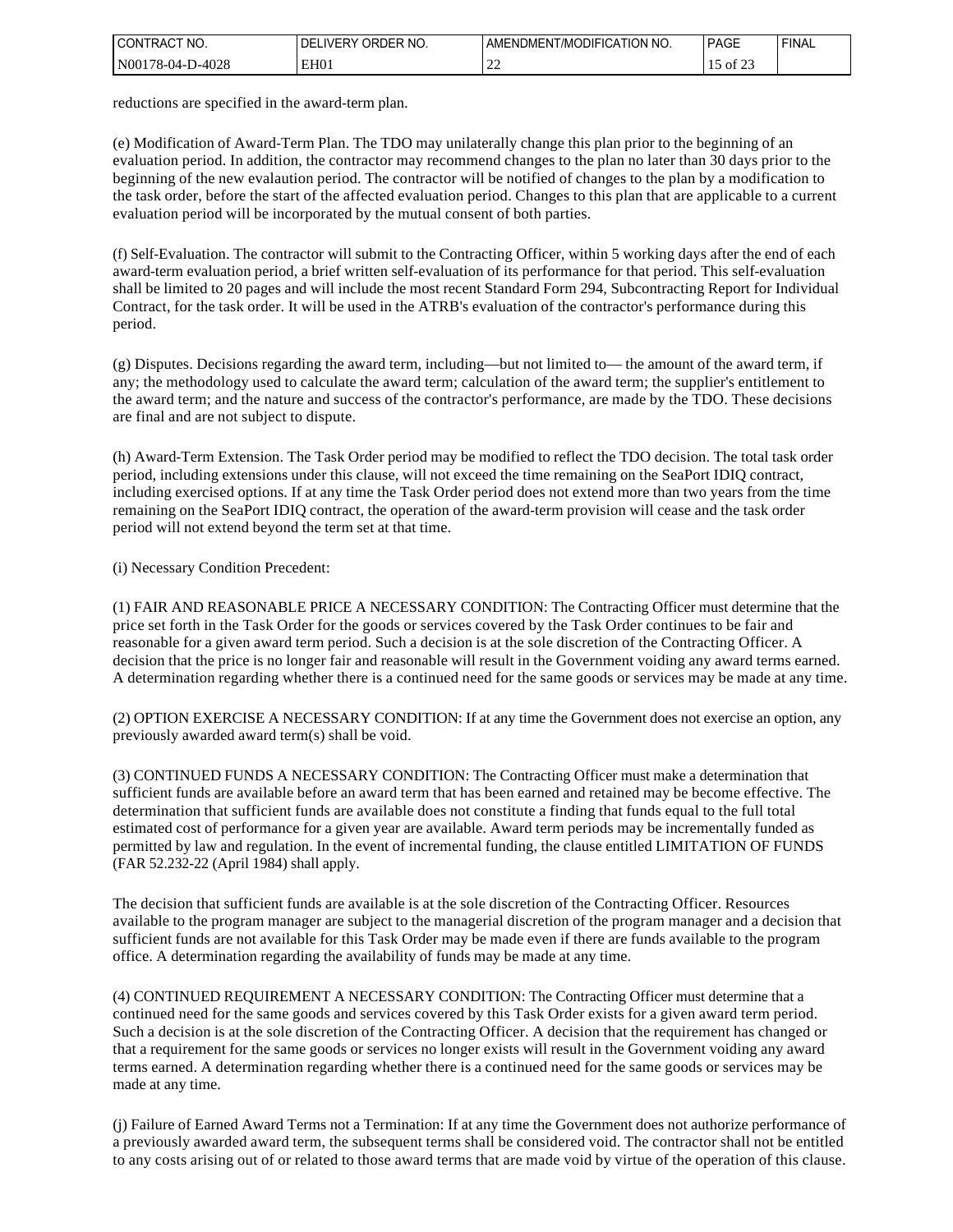reductions are specified in the award-term plan.

(e) Modification of Award-Term Plan. The TDO may unilaterally change this plan prior to the beginning of an evaluation period. In addition, the contractor may recommend changes to the plan no later than 30 days prior to the beginning of the new evalaution period. The contractor will be notified of changes to the plan by a modification to the task order, before the start of the affected evaluation period. Changes to this plan that are applicable to a current evaluation period will be incorporated by the mutual consent of both parties.

(f) Self-Evaluation. The contractor will submit to the Contracting Officer, within 5 working days after the end of each award-term evaluation period, a brief written self-evaluation of its performance for that period. This self-evaluation shall be limited to 20 pages and will include the most recent Standard Form 294, Subcontracting Report for Individual Contract, for the task order. It will be used in the ATRB's evaluation of the contractor's performance during this period.

(g) Disputes. Decisions regarding the award term, including—but not limited to— the amount of the award term, if any; the methodology used to calculate the award term; calculation of the award term; the supplier's entitlement to the award term; and the nature and success of the contractor's performance, are made by the TDO. These decisions are final and are not subject to dispute.

(h) Award-Term Extension. The Task Order period may be modified to reflect the TDO decision. The total task order period, including extensions under this clause, will not exceed the time remaining on the SeaPort IDIQ contract, including exercised options. If at any time the Task Order period does not extend more than two years from the time remaining on the SeaPort IDIQ contract, the operation of the award-term provision will cease and the task order period will not extend beyond the term set at that time.

(i) Necessary Condition Precedent:

(1) FAIR AND REASONABLE PRICE A NECESSARY CONDITION: The Contracting Officer must determine that the price set forth in the Task Order for the goods or services covered by the Task Order continues to be fair and reasonable for a given award term period. Such a decision is at the sole discretion of the Contracting Officer. A decision that the price is no longer fair and reasonable will result in the Government voiding any award terms earned. A determination regarding whether there is a continued need for the same goods or services may be made at any time.

(2) OPTION EXERCISE A NECESSARY CONDITION: If at any time the Government does not exercise an option, any previously awarded award term(s) shall be void.

(3) CONTINUED FUNDS A NECESSARY CONDITION: The Contracting Officer must make a determination that sufficient funds are available before an award term that has been earned and retained may be become effective. The determination that sufficient funds are available does not constitute a finding that funds equal to the full total estimated cost of performance for a given year are available. Award term periods may be incrementally funded as permitted by law and regulation. In the event of incremental funding, the clause entitled LIMITATION OF FUNDS (FAR 52.232-22 (April 1984) shall apply.

The decision that sufficient funds are available is at the sole discretion of the Contracting Officer. Resources available to the program manager are subject to the managerial discretion of the program manager and a decision that sufficient funds are not available for this Task Order may be made even if there are funds available to the program office. A determination regarding the availability of funds may be made at any time.

(4) CONTINUED REQUIREMENT A NECESSARY CONDITION: The Contracting Officer must determine that a continued need for the same goods and services covered by this Task Order exists for a given award term period. Such a decision is at the sole discretion of the Contracting Officer. A decision that the requirement has changed or that a requirement for the same goods or services no longer exists will result in the Government voiding any award terms earned. A determination regarding whether there is a continued need for the same goods or services may be made at any time.

(j) Failure of Earned Award Terms not a Termination: If at any time the Government does not authorize performance of a previously awarded award term, the subsequent terms shall be considered void. The contractor shall not be entitled to any costs arising out of or related to those award terms that are made void by virtue of the operation of this clause.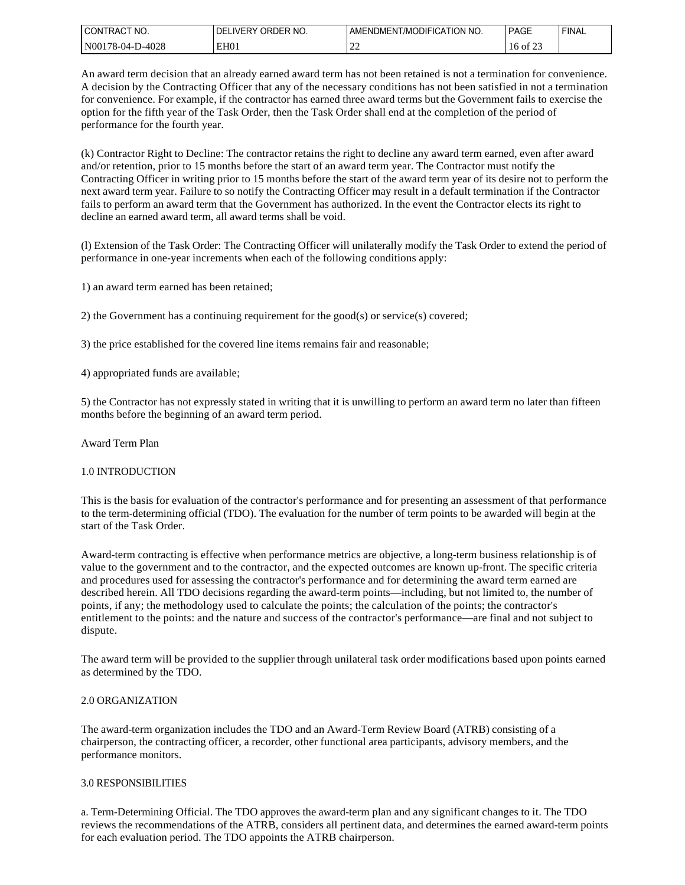An award term decision that an already earned award term has not been retained is not a termination for convenience. A decision by the Contracting Officer that any of the necessary conditions has not been satisfied in not a termination for convenience. For example, if the contractor has earned three award terms but the Government fails to exercise the option for the fifth year of the Task Order, then the Task Order shall end at the completion of the period of performance for the fourth year.

(k) Contractor Right to Decline: The contractor retains the right to decline any award term earned, even after award and/or retention, prior to 15 months before the start of an award term year. The Contractor must notify the Contracting Officer in writing prior to 15 months before the start of the award term year of its desire not to perform the next award term year. Failure to so notify the Contracting Officer may result in a default termination if the Contractor fails to perform an award term that the Government has authorized. In the event the Contractor elects its right to decline an earned award term, all award terms shall be void.

(l) Extension of the Task Order: The Contracting Officer will unilaterally modify the Task Order to extend the period of performance in one-year increments when each of the following conditions apply:

1) an award term earned has been retained;

2) the Government has a continuing requirement for the good(s) or service(s) covered;

3) the price established for the covered line items remains fair and reasonable;

4) appropriated funds are available;

5) the Contractor has not expressly stated in writing that it is unwilling to perform an award term no later than fifteen months before the beginning of an award term period.

Award Term Plan

1.0 INTRODUCTION

This is the basis for evaluation of the contractor's performance and for presenting an assessment of that performance to the term-determining official (TDO). The evaluation for the number of term points to be awarded will begin at the start of the Task Order.

Award-term contracting is effective when performance metrics are objective, a long-term business relationship is of value to the government and to the contractor, and the expected outcomes are known up-front. The specific criteria and procedures used for assessing the contractor's performance and for determining the award term earned are described herein. All TDO decisions regarding the award-term points—including, but not limited to, the number of points, if any; the methodology used to calculate the points; the calculation of the points; the contractor's entitlement to the points: and the nature and success of the contractor's performance—are final and not subject to dispute.

The award term will be provided to the supplier through unilateral task order modifications based upon points earned as determined by the TDO.

2.0 ORGANIZATION

The award-term organization includes the TDO and an Award-Term Review Board (ATRB) consisting of a chairperson, the contracting officer, a recorder, other functional area participants, advisory members, and the performance monitors.

3.0 RESPONSIBILITIES

a. Term-Determining Official. The TDO approves the award-term plan and any significant changes to it. The TDO reviews the recommendations of the ATRB, considers all pertinent data, and determines the earned award-term points for each evaluation period. The TDO appoints the ATRB chairperson.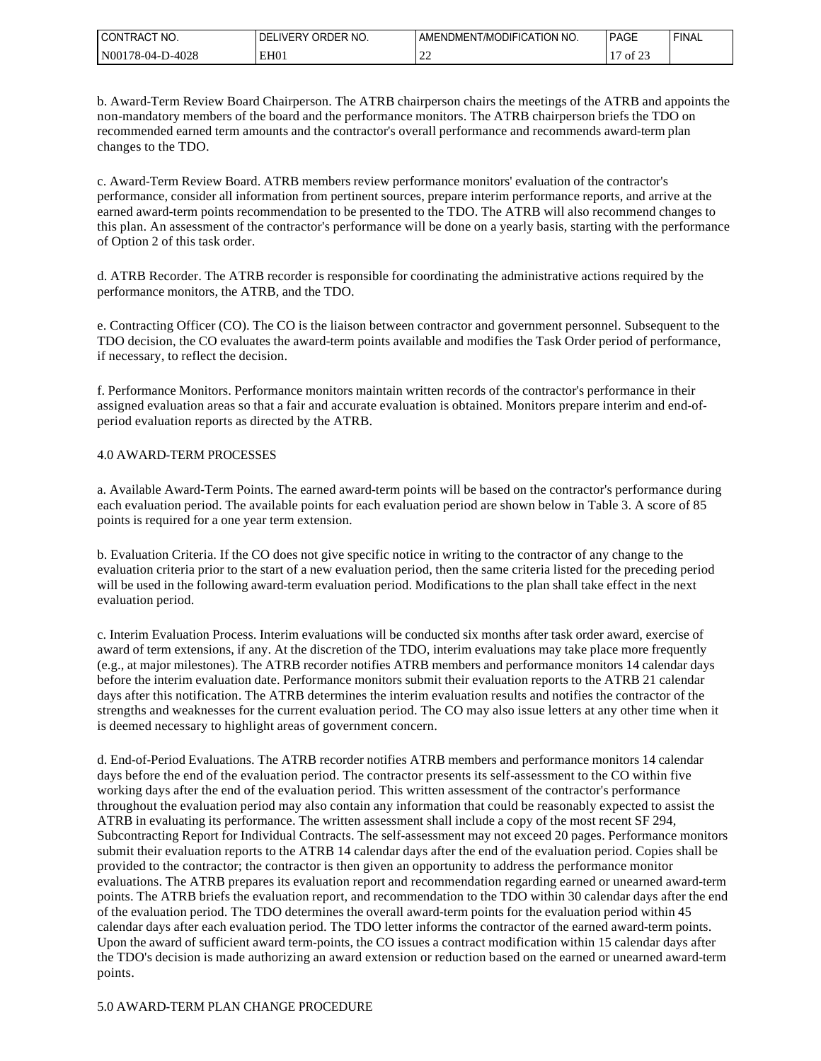b. Award-Term Review Board Chairperson. The ATRB chairperson chairs the meetings of the ATRB and appoints the non-mandatory members of the board and the performance monitors. The ATRB chairperson briefs the TDO on recommended earned term amounts and the contractor's overall performance and recommends award-term plan changes to the TDO.

c. Award-Term Review Board. ATRB members review performance monitors' evaluation of the contractor's performance, consider all information from pertinent sources, prepare interim performance reports, and arrive at the earned award-term points recommendation to be presented to the TDO. The ATRB will also recommend changes to this plan. An assessment of the contractor's performance will be done on a yearly basis, starting with the performance of Option 2 of this task order.

d. ATRB Recorder. The ATRB recorder is responsible for coordinating the administrative actions required by the performance monitors, the ATRB, and the TDO.

e. Contracting Officer (CO). The CO is the liaison between contractor and government personnel. Subsequent to the TDO decision, the CO evaluates the award-term points available and modifies the Task Order period of performance, if necessary, to reflect the decision.

f. Performance Monitors. Performance monitors maintain written records of the contractor's performance in their assigned evaluation areas so that a fair and accurate evaluation is obtained. Monitors prepare interim and end-of-period evaluation reports as directed by the ATRB.

## 4.0 AWARD-TERM PROCESSES

a. Available Award-Term Points. The earned award-term points will be based on the contractor's performance during each evaluation period. The available points for each evaluation period are shown below in Table 3. A score of 85 points is required for a one year term extension.

b. Evaluation Criteria. If the CO does not give specific notice in writing to the contractor of any change to the evaluation criteria prior to the start of a new evaluation period, then the same criteria listed for the preceding period will be used in the following award-term evaluation period. Modifications to the plan shall take effect in the next evaluation period.

c. Interim Evaluation Process. Interim evaluations will be conducted six months after task order award, exercise of award of term extensions, if any. At the discretion of the TDO, interim evaluations may take place more frequently (e.g., at major milestones). The ATRB recorder notifies ATRB members and performance monitors 14 calendar days before the interim evaluation date. Performance monitors submit their evaluation reports to the ATRB 21 calendar days after this notification. The ATRB determines the interim evaluation results and notifies the contractor of the strengths and weaknesses for the current evaluation period. The CO may also issue letters at any other time when it is deemed necessary to highlight areas of government concern.

d. End-of-Period Evaluations. The ATRB recorder notifies ATRB members and performance monitors 14 calendar days before the end of the evaluation period. The contractor presents its self-assessment to the CO within five working days after the end of the evaluation period. This written assessment of the contractor's performance throughout the evaluation period may also contain any information that could be reasonably expected to assist the ATRB in evaluating its performance. The written assessment shall include a copy of the most recent SF 294, Subcontracting Report for Individual Contracts. The self-assessment may not exceed 20 pages. Performance monitors submit their evaluation reports to the ATRB 14 calendar days after the end of the evaluation period. Copies shall be provided to the contractor; the contractor is then given an opportunity to address the performance monitor evaluations. The ATRB prepares its evaluation report and recommendation regarding earned or unearned award-term points. The ATRB briefs the evaluation report, and recommendation to the TDO within 30 calendar days after the end of the evaluation period. The TDO determines the overall award-term points for the evaluation period within 45 calendar days after each evaluation period. The TDO letter informs the contractor of the earned award-term points. Upon the award of sufficient award term-points, the CO issues a contract modification within 15 calendar days after the TDO's decision is made authorizing an award extension or reduction based on the earned or unearned award-term points.

## 5.0 AWARD-TERM PLAN CHANGE PROCEDURE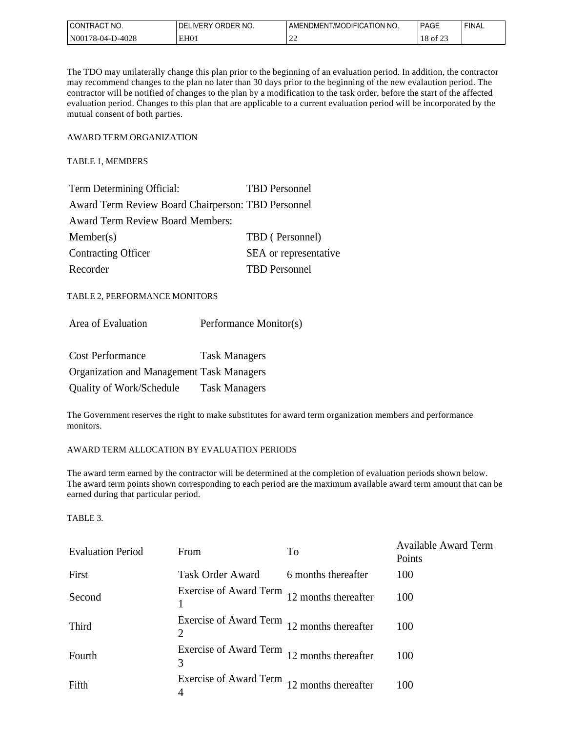The TDO may unilaterally change this plan prior to the beginning of an evaluation period. In addition, the contractor may recommend changes to the plan no later than 30 days prior to the beginning of the new evalaution period. The contractor will be notified of changes to the plan by a modification to the task order, before the start of the affected evaluation period. Changes to this plan that are applicable to a current evaluation period will be incorporated by the mutual consent of both parties.

AWARD TERM ORGANIZATION

TABLE 1, MEMBERS

| | |
|---|---|
| Term Determining Official: | TBD Personnel |
| Award Term Review Board Chairperson: | TBD Personnel |
| Award Term Review Board Members: | |
| Member(s) | TBD ( Personnel) |
| Contracting Officer | SEA or representative |
| Recorder | TBD Personnel |

TABLE 2, PERFORMANCE MONITORS

| Area of Evaluation | Performance Monitor(s) |
|---|---|
| Cost Performance | Task Managers |
| Organization and Management | Task Managers |
| Quality of Work/Schedule | Task Managers |

The Government reserves the right to make substitutes for award term organization members and performance monitors.

AWARD TERM ALLOCATION BY EVALUATION PERIODS

The award term earned by the contractor will be determined at the completion of evaluation periods shown below. The award term points shown corresponding to each period are the maximum available award term amount that can be earned during that particular period.

TABLE 3.

| Evaluation Period | From | To | Available Award Term Points |
|---|---|---|---|
| First | Task Order Award | 6 months thereafter | 100 |
| Second | Exercise of Award Term 1 | 12 months thereafter | 100 |
| Third | Exercise of Award Term 2 | 12 months thereafter | 100 |
| Fourth | Exercise of Award Term 3 | 12 months thereafter | 100 |
| Fifth | Exercise of Award Term 4 | 12 months thereafter | 100 |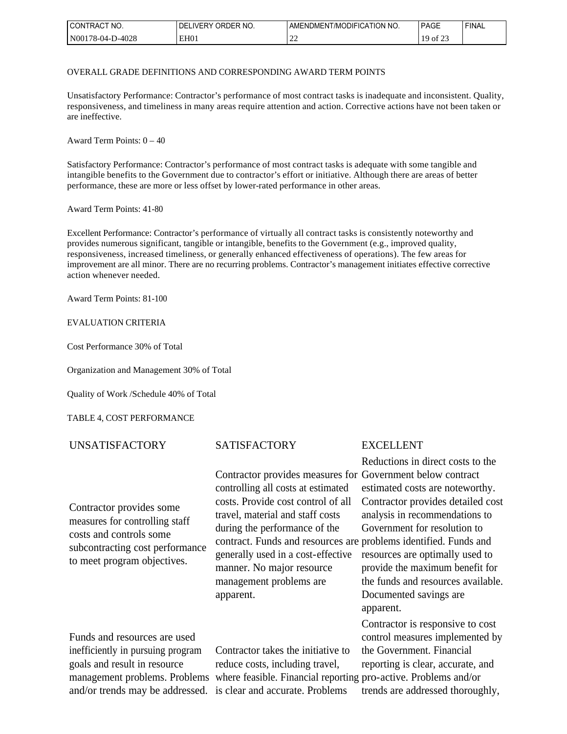OVERALL GRADE DEFINITIONS AND CORRESPONDING AWARD TERM POINTS

Unsatisfactory Performance: Contractor's performance of most contract tasks is inadequate and inconsistent. Quality, responsiveness, and timeliness in many areas require attention and action. Corrective actions have not been taken or are ineffective.

Award Term Points: 0 – 40

Satisfactory Performance: Contractor's performance of most contract tasks is adequate with some tangible and intangible benefits to the Government due to contractor's effort or initiative. Although there are areas of better performance, these are more or less offset by lower-rated performance in other areas.

Award Term Points: 41-80

Excellent Performance: Contractor's performance of virtually all contract tasks is consistently noteworthy and provides numerous significant, tangible or intangible, benefits to the Government (e.g., improved quality, responsiveness, increased timeliness, or generally enhanced effectiveness of operations). The few areas for improvement are all minor. There are no recurring problems. Contractor's management initiates effective corrective action whenever needed.

Award Term Points: 81-100

EVALUATION CRITERIA

Cost Performance 30% of Total

Organization and Management 30% of Total

Quality of Work /Schedule 40% of Total

TABLE 4, COST PERFORMANCE

| UNSATISFACTORY | SATISFACTORY | EXCELLENT |
|---|---|---|
| Contractor provides some measures for controlling staff costs and controls some subcontracting cost performance to meet program objectives. | Contractor provides measures for controlling all costs at estimated costs. Provide cost control of all travel, material and staff costs during the performance of the contract. Funds and resources are generally used in a cost-effective manner. No major resource management problems are apparent. | Reductions in direct costs to the Government below contract estimated costs are noteworthy. Contractor provides detailed cost analysis in recommendations to Government for resolution to problems identified. Funds and resources are optimally used to provide the maximum benefit for the funds and resources available. Documented savings are apparent. |
| Funds and resources are used inefficiently in pursuing program goals and result in resource management problems. Problems and/or trends may be addressed. | Contractor takes the initiative to reduce costs, including travel, where feasible. Financial reporting is clear and accurate. Problems | Contractor is responsive to cost control measures implemented by the Government. Financial reporting is clear, accurate, and pro-active. Problems and/or trends are addressed thoroughly, |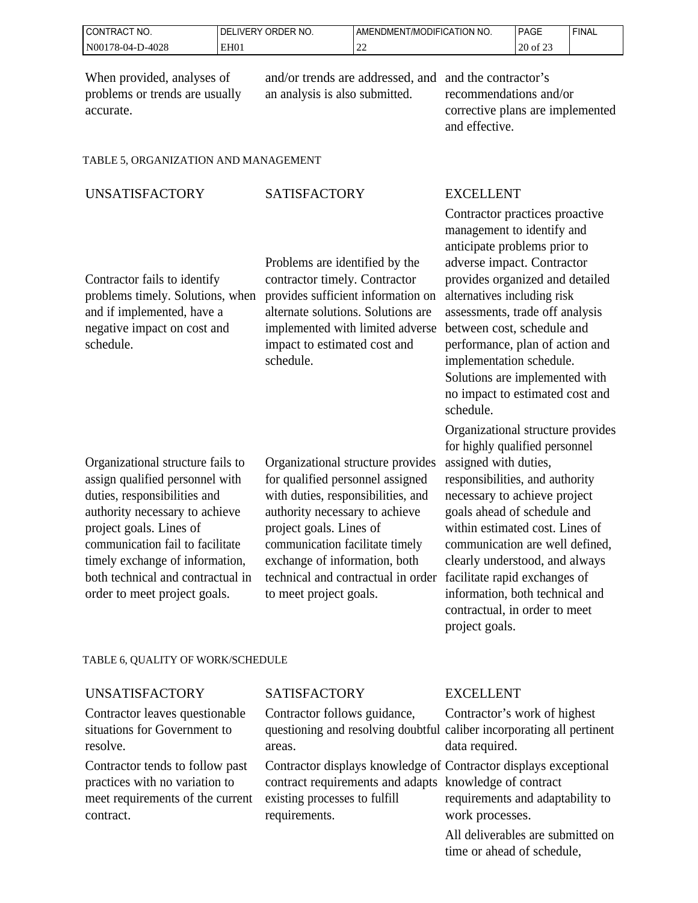| | | |
|---|---|---|
| When provided, analyses of problems or trends are usually accurate. | and/or trends are addressed, and an analysis is also submitted. | and the contractor's recommendations and/or corrective plans are implemented and effective. |

TABLE 5, ORGANIZATION AND MANAGEMENT

| UNSATISFACTORY | SATISFACTORY | EXCELLENT |
|---|---|---|
| Contractor fails to identify problems timely. Solutions, when and if implemented, have a negative impact on cost and schedule. | Problems are identified by the contractor timely. Contractor provides sufficient information on alternate solutions. Solutions are implemented with limited adverse impact to estimated cost and schedule. | Contractor practices proactive management to identify and anticipate problems prior to adverse impact. Contractor provides organized and detailed alternatives including risk assessments, trade off analysis between cost, schedule and performance, plan of action and implementation schedule. Solutions are implemented with no impact to estimated cost and schedule. |
| Organizational structure fails to assign qualified personnel with duties, responsibilities and authority necessary to achieve project goals. Lines of communication fail to facilitate timely exchange of information, both technical and contractual in order to meet project goals. | Organizational structure provides for qualified personnel assigned with duties, responsibilities, and authority necessary to achieve project goals. Lines of communication facilitate timely exchange of information, both technical and contractual in order to meet project goals. | Organizational structure provides for highly qualified personnel assigned with duties, responsibilities, and authority necessary to achieve project goals ahead of schedule and within estimated cost. Lines of communication are well defined, clearly understood, and always facilitate rapid exchanges of information, both technical and contractual, in order to meet project goals. |

TABLE 6, QUALITY OF WORK/SCHEDULE

| UNSATISFACTORY | SATISFACTORY | EXCELLENT |
|---|---|---|
| Contractor leaves questionable situations for Government to resolve. | Contractor follows guidance, questioning and resolving doubtful areas. | Contractor's work of highest caliber incorporating all pertinent data required. |
| Contractor tends to follow past practices with no variation to meet requirements of the current contract. | Contractor displays knowledge of contract requirements and adapts existing processes to fulfill requirements. | Contractor displays exceptional knowledge of contract requirements and adaptability to work processes. |
| | | All deliverables are submitted on time or ahead of schedule, |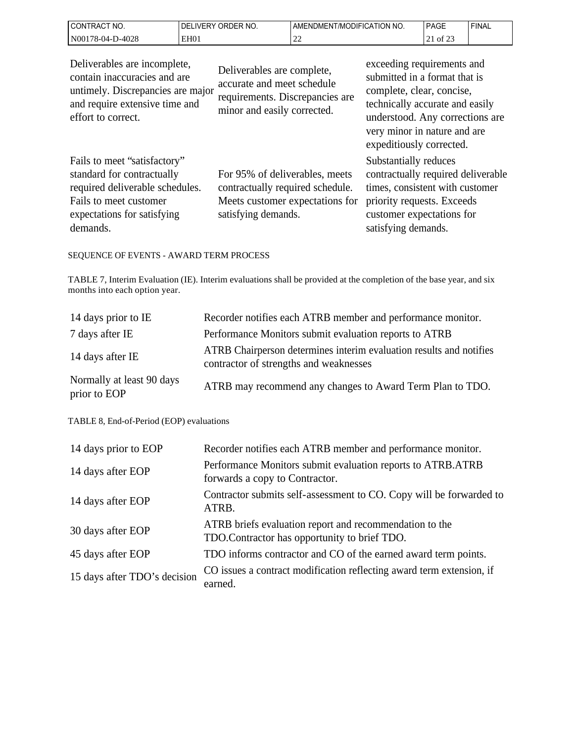| | | |
|---|---|---|
| Deliverables are incomplete, contain inaccuracies and are untimely. Discrepancies are major and require extensive time and effort to correct. | Deliverables are complete, accurate and meet schedule requirements. Discrepancies are minor and easily corrected. | exceeding requirements and submitted in a format that is complete, clear, concise, technically accurate and easily understood. Any corrections are very minor in nature and are expeditiously corrected. |
| Fails to meet "satisfactory" standard for contractually required deliverable schedules. Fails to meet customer expectations for satisfying demands. | For 95% of deliverables, meets contractually required schedule. Meets customer expectations for satisfying demands. | Substantially reduces contractually required deliverable times, consistent with customer priority requests. Exceeds customer expectations for satisfying demands. |

SEQUENCE OF EVENTS - AWARD TERM PROCESS

TABLE 7, Interim Evaluation (IE). Interim evaluations shall be provided at the completion of the base year, and six months into each option year.

| | |
|---|---|
| 14 days prior to IE | Recorder notifies each ATRB member and performance monitor. |
| 7 days after IE | Performance Monitors submit evaluation reports to ATRB |
| 14 days after IE | ATRB Chairperson determines interim evaluation results and notifies contractor of strengths and weaknesses |
| Normally at least 90 days prior to EOP | ATRB may recommend any changes to Award Term Plan to TDO. |

TABLE 8, End-of-Period (EOP) evaluations

| | |
|---|---|
| 14 days prior to EOP | Recorder notifies each ATRB member and performance monitor. |
| 14 days after EOP | Performance Monitors submit evaluation reports to ATRB.ATRB forwards a copy to Contractor. |
| 14 days after EOP | Contractor submits self-assessment to CO. Copy will be forwarded to ATRB. |
| 30 days after EOP | ATRB briefs evaluation report and recommendation to the TDO.Contractor has opportunity to brief TDO. |
| 45 days after EOP | TDO informs contractor and CO of the earned award term points. |
| 15 days after TDO's decision | CO issues a contract modification reflecting award term extension, if earned. |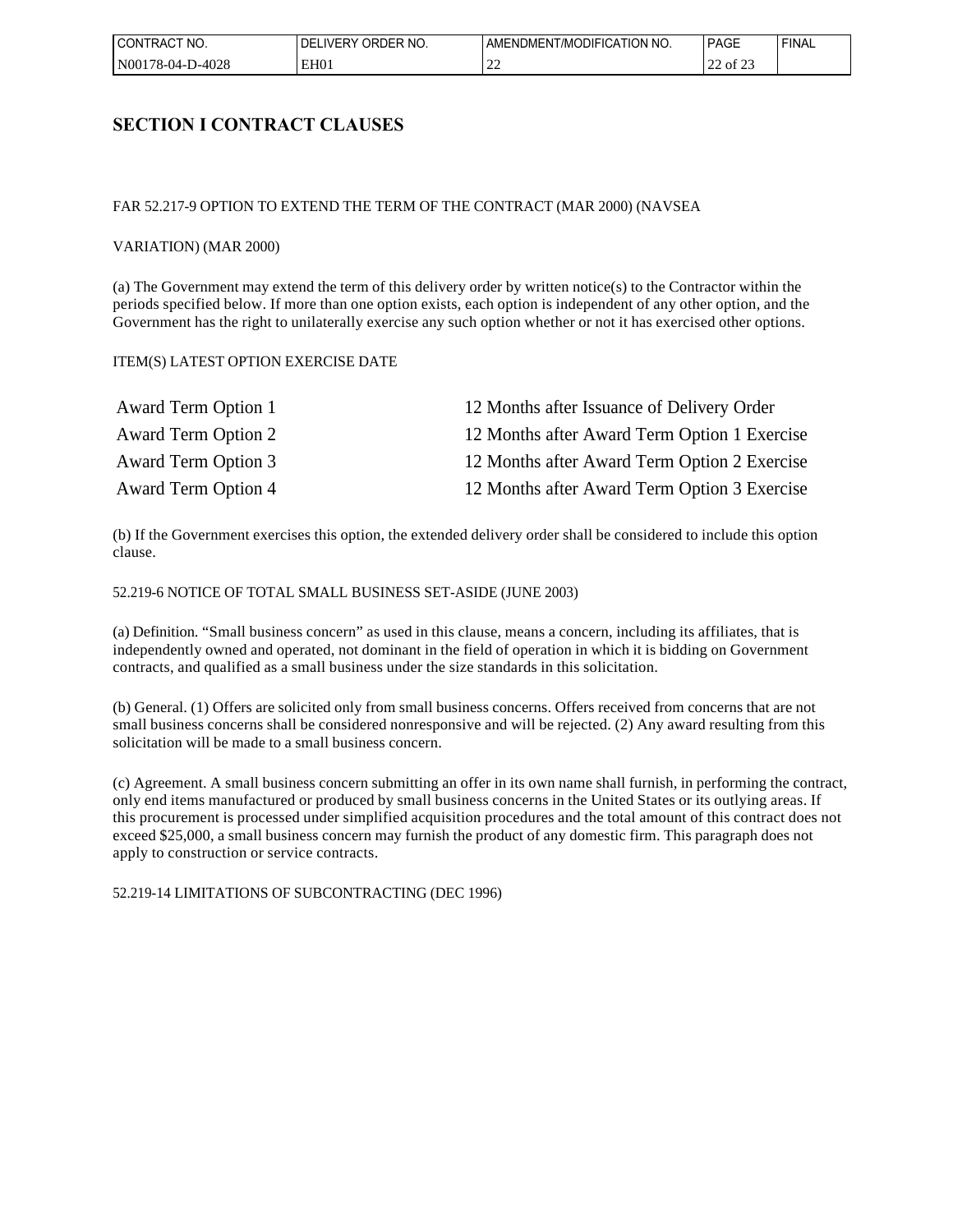## SECTION I CONTRACT CLAUSES

FAR 52.217-9 OPTION TO EXTEND THE TERM OF THE CONTRACT (MAR 2000) (NAVSEA

VARIATION) (MAR 2000)

(a) The Government may extend the term of this delivery order by written notice(s) to the Contractor within the periods specified below. If more than one option exists, each option is independent of any other option, and the Government has the right to unilaterally exercise any such option whether or not it has exercised other options.

ITEM(S) LATEST OPTION EXERCISE DATE

| | |
|---|---|
| Award Term Option 1 | 12 Months after Issuance of Delivery Order |
| Award Term Option 2 | 12 Months after Award Term Option 1 Exercise |
| Award Term Option 3 | 12 Months after Award Term Option 2 Exercise |
| Award Term Option 4 | 12 Months after Award Term Option 3 Exercise |

(b) If the Government exercises this option, the extended delivery order shall be considered to include this option clause.

52.219-6 NOTICE OF TOTAL SMALL BUSINESS SET-ASIDE (JUNE 2003)

(a) Definition. "Small business concern" as used in this clause, means a concern, including its affiliates, that is independently owned and operated, not dominant in the field of operation in which it is bidding on Government contracts, and qualified as a small business under the size standards in this solicitation.

(b) General. (1) Offers are solicited only from small business concerns. Offers received from concerns that are not small business concerns shall be considered nonresponsive and will be rejected. (2) Any award resulting from this solicitation will be made to a small business concern.

(c) Agreement. A small business concern submitting an offer in its own name shall furnish, in performing the contract, only end items manufactured or produced by small business concerns in the United States or its outlying areas. If this procurement is processed under simplified acquisition procedures and the total amount of this contract does not exceed $25,000, a small business concern may furnish the product of any domestic firm. This paragraph does not apply to construction or service contracts.

52.219-14 LIMITATIONS OF SUBCONTRACTING (DEC 1996)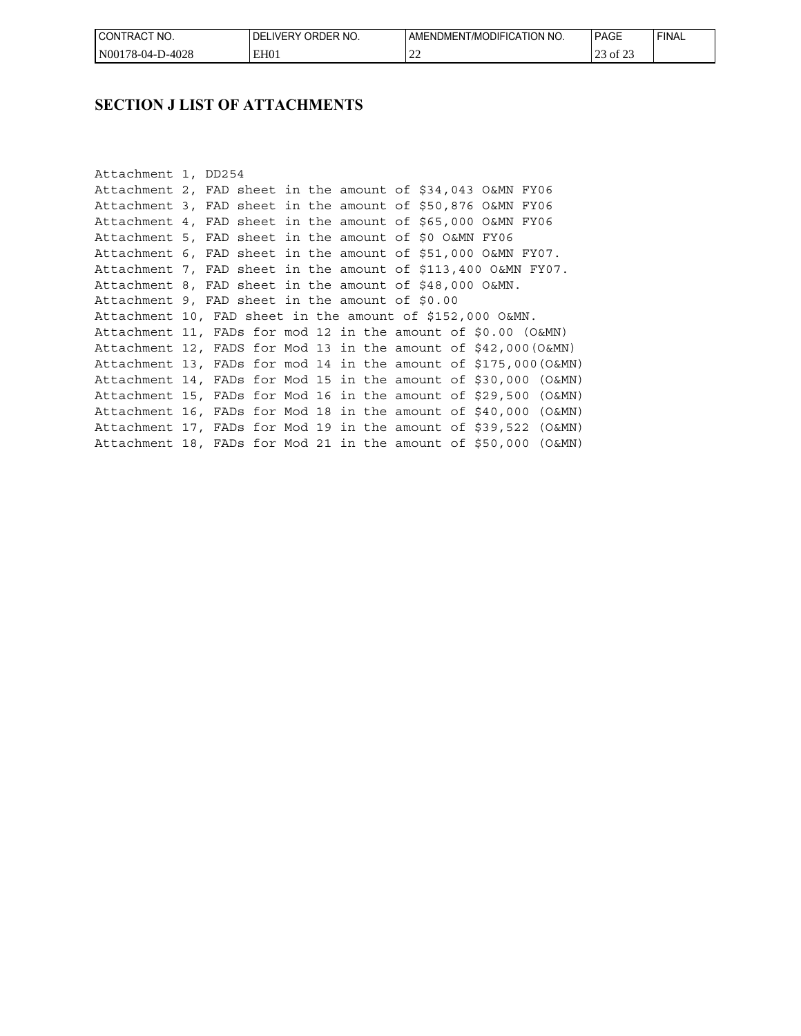## SECTION J LIST OF ATTACHMENTS

Attachment 1, DD254  
Attachment 2, FAD sheet in the amount of $34,043 O&MN FY06  
Attachment 3, FAD sheet in the amount of $50,876 O&MN FY06  
Attachment 4, FAD sheet in the amount of $65,000 O&MN FY06  
Attachment 5, FAD sheet in the amount of $0 O&MN FY06  
Attachment 6, FAD sheet in the amount of $51,000 O&MN FY07.  
Attachment 7, FAD sheet in the amount of $113,400 O&MN FY07.  
Attachment 8, FAD sheet in the amount of $48,000 O&MN.  
Attachment 9, FAD sheet in the amount of $0.00  
Attachment 10, FAD sheet in the amount of $152,000 O&MN.  
Attachment 11, FADs for mod 12 in the amount of $0.00 (O&MN)  
Attachment 12, FADS for Mod 13 in the amount of $42,000(O&MN)  
Attachment 13, FADs for mod 14 in the amount of $175,000(O&MN)  
Attachment 14, FADs for Mod 15 in the amount of $30,000 (O&MN)  
Attachment 15, FADs for Mod 16 in the amount of $29,500 (O&MN)  
Attachment 16, FADs for Mod 18 in the amount of $40,000 (O&MN)  
Attachment 17, FADs for Mod 19 in the amount of $39,522 (O&MN)  
Attachment 18, FADs for Mod 21 in the amount of $50,000 (O&MN)